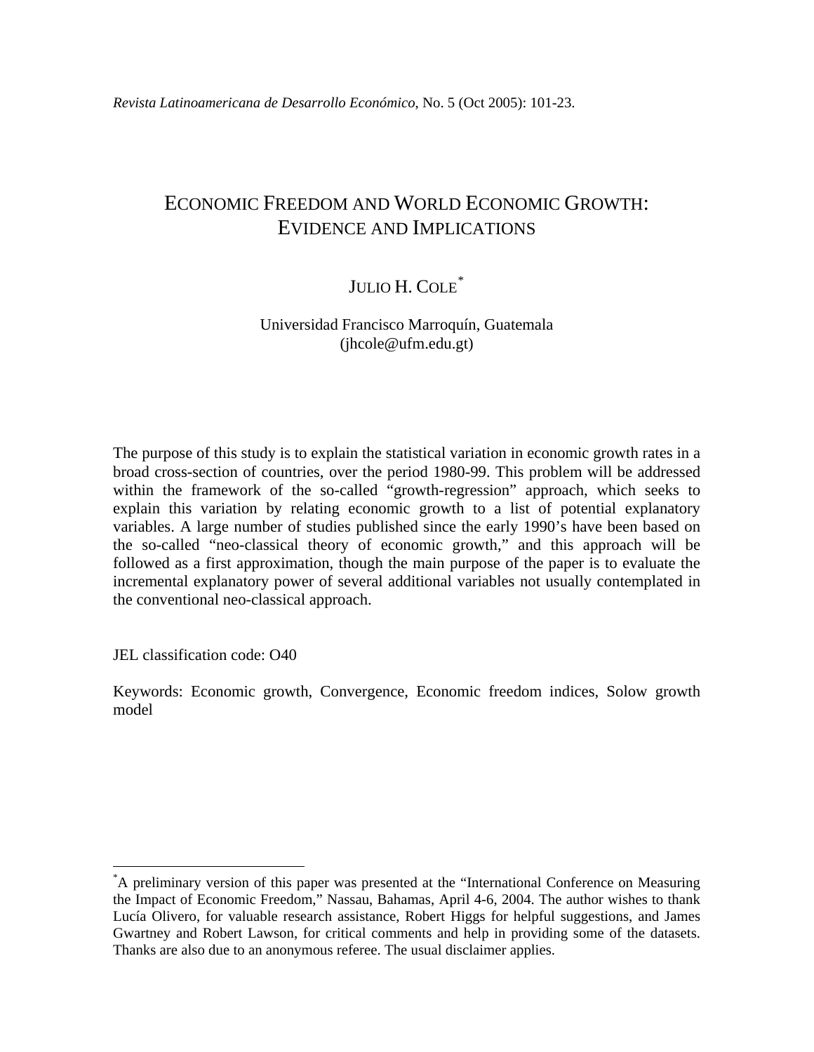*Revista Latinoamericana de Desarrollo Económico*, No. 5 (Oct 2005): 101-23.

# ECONOMIC FREEDOM AND WORLD ECONOMIC GROWTH: EVIDENCE AND IMPLICATIONS

JULIO H. COLE[*]

Universidad Francisco Marroquín, Guatemala
(jhcole@ufm.edu.gt)

The purpose of this study is to explain the statistical variation in economic growth rates in a broad cross-section of countries, over the period 1980-99. This problem will be addressed within the framework of the so-called "growth-regression" approach, which seeks to explain this variation by relating economic growth to a list of potential explanatory variables. A large number of studies published since the early 1990's have been based on the so-called "neo-classical theory of economic growth," and this approach will be followed as a first approximation, though the main purpose of the paper is to evaluate the incremental explanatory power of several additional variables not usually contemplated in the conventional neo-classical approach.

JEL classification code: O40

Keywords: Economic growth, Convergence, Economic freedom indices, Solow growth model

---

[*] A preliminary version of this paper was presented at the "International Conference on Measuring the Impact of Economic Freedom," Nassau, Bahamas, April 4-6, 2004. The author wishes to thank Lucía Olivero, for valuable research assistance, Robert Higgs for helpful suggestions, and James Gwartney and Robert Lawson, for critical comments and help in providing some of the datasets. Thanks are also due to an anonymous referee. The usual disclaimer applies.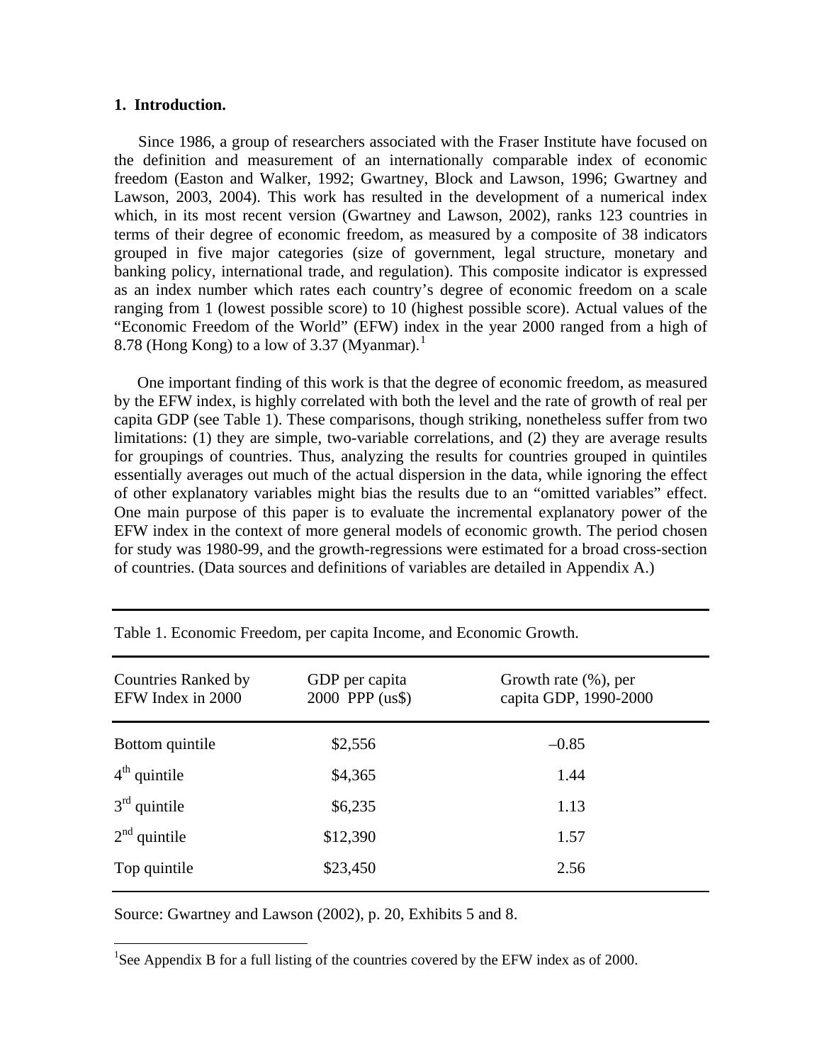## 1. Introduction.

Since 1986, a group of researchers associated with the Fraser Institute have focused on the definition and measurement of an internationally comparable index of economic freedom (Easton and Walker, 1992; Gwartney, Block and Lawson, 1996; Gwartney and Lawson, 2003, 2004). This work has resulted in the development of a numerical index which, in its most recent version (Gwartney and Lawson, 2002), ranks 123 countries in terms of their degree of economic freedom, as measured by a composite of 38 indicators grouped in five major categories (size of government, legal structure, monetary and banking policy, international trade, and regulation). This composite indicator is expressed as an index number which rates each country's degree of economic freedom on a scale ranging from 1 (lowest possible score) to 10 (highest possible score). Actual values of the "Economic Freedom of the World" (EFW) index in the year 2000 ranged from a high of 8.78 (Hong Kong) to a low of 3.37 (Myanmar).[1]

One important finding of this work is that the degree of economic freedom, as measured by the EFW index, is highly correlated with both the level and the rate of growth of real per capita GDP (see Table 1). These comparisons, though striking, nonetheless suffer from two limitations: (1) they are simple, two-variable correlations, and (2) they are average results for groupings of countries. Thus, analyzing the results for countries grouped in quintiles essentially averages out much of the actual dispersion in the data, while ignoring the effect of other explanatory variables might bias the results due to an "omitted variables" effect. One main purpose of this paper is to evaluate the incremental explanatory power of the EFW index in the context of more general models of economic growth. The period chosen for study was 1980-99, and the growth-regressions were estimated for a broad cross-section of countries. (Data sources and definitions of variables are detailed in Appendix A.)

Table 1. Economic Freedom, per capita Income, and Economic Growth.

| Countries Ranked by EFW Index in 2000 | GDP per capita 2000 PPP (us$) | Growth rate (%), per capita GDP, 1990-2000 |
|---|---|---|
| Bottom quintile | $2,556 | –0.85 |
| 4th quintile | $4,365 | 1.44 |
| 3rd quintile | $6,235 | 1.13 |
| 2nd quintile | $12,390 | 1.57 |
| Top quintile | $23,450 | 2.56 |

Source: Gwartney and Lawson (2002), p. 20, Exhibits 5 and 8.

[1] See Appendix B for a full listing of the countries covered by the EFW index as of 2000.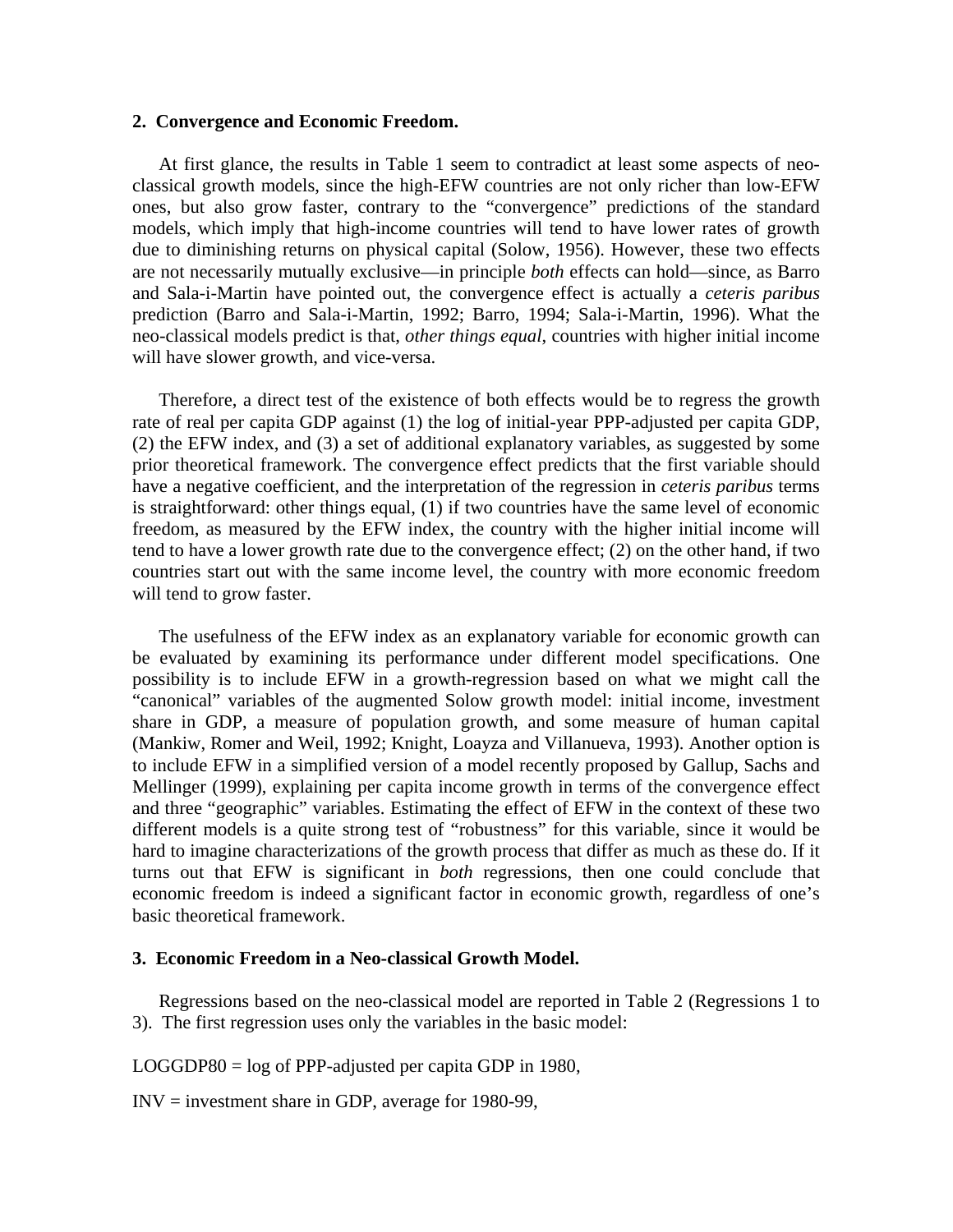## 2. Convergence and Economic Freedom.

At first glance, the results in Table 1 seem to contradict at least some aspects of neo-classical growth models, since the high-EFW countries are not only richer than low-EFW ones, but also grow faster, contrary to the "convergence" predictions of the standard models, which imply that high-income countries will tend to have lower rates of growth due to diminishing returns on physical capital (Solow, 1956). However, these two effects are not necessarily mutually exclusive—in principle *both* effects can hold—since, as Barro and Sala-i-Martin have pointed out, the convergence effect is actually a *ceteris paribus* prediction (Barro and Sala-i-Martin, 1992; Barro, 1994; Sala-i-Martin, 1996). What the neo-classical models predict is that, *other things equal*, countries with higher initial income will have slower growth, and vice-versa.

Therefore, a direct test of the existence of both effects would be to regress the growth rate of real per capita GDP against (1) the log of initial-year PPP-adjusted per capita GDP, (2) the EFW index, and (3) a set of additional explanatory variables, as suggested by some prior theoretical framework. The convergence effect predicts that the first variable should have a negative coefficient, and the interpretation of the regression in *ceteris paribus* terms is straightforward: other things equal, (1) if two countries have the same level of economic freedom, as measured by the EFW index, the country with the higher initial income will tend to have a lower growth rate due to the convergence effect; (2) on the other hand, if two countries start out with the same income level, the country with more economic freedom will tend to grow faster.

The usefulness of the EFW index as an explanatory variable for economic growth can be evaluated by examining its performance under different model specifications. One possibility is to include EFW in a growth-regression based on what we might call the "canonical" variables of the augmented Solow growth model: initial income, investment share in GDP, a measure of population growth, and some measure of human capital (Mankiw, Romer and Weil, 1992; Knight, Loayza and Villanueva, 1993). Another option is to include EFW in a simplified version of a model recently proposed by Gallup, Sachs and Mellinger (1999), explaining per capita income growth in terms of the convergence effect and three "geographic" variables. Estimating the effect of EFW in the context of these two different models is a quite strong test of "robustness" for this variable, since it would be hard to imagine characterizations of the growth process that differ as much as these do. If it turns out that EFW is significant in *both* regressions, then one could conclude that economic freedom is indeed a significant factor in economic growth, regardless of one's basic theoretical framework.

## 3. Economic Freedom in a Neo-classical Growth Model.

Regressions based on the neo-classical model are reported in Table 2 (Regressions 1 to 3). The first regression uses only the variables in the basic model:

LOGGDP80 = log of PPP-adjusted per capita GDP in 1980,

INV = investment share in GDP, average for 1980-99,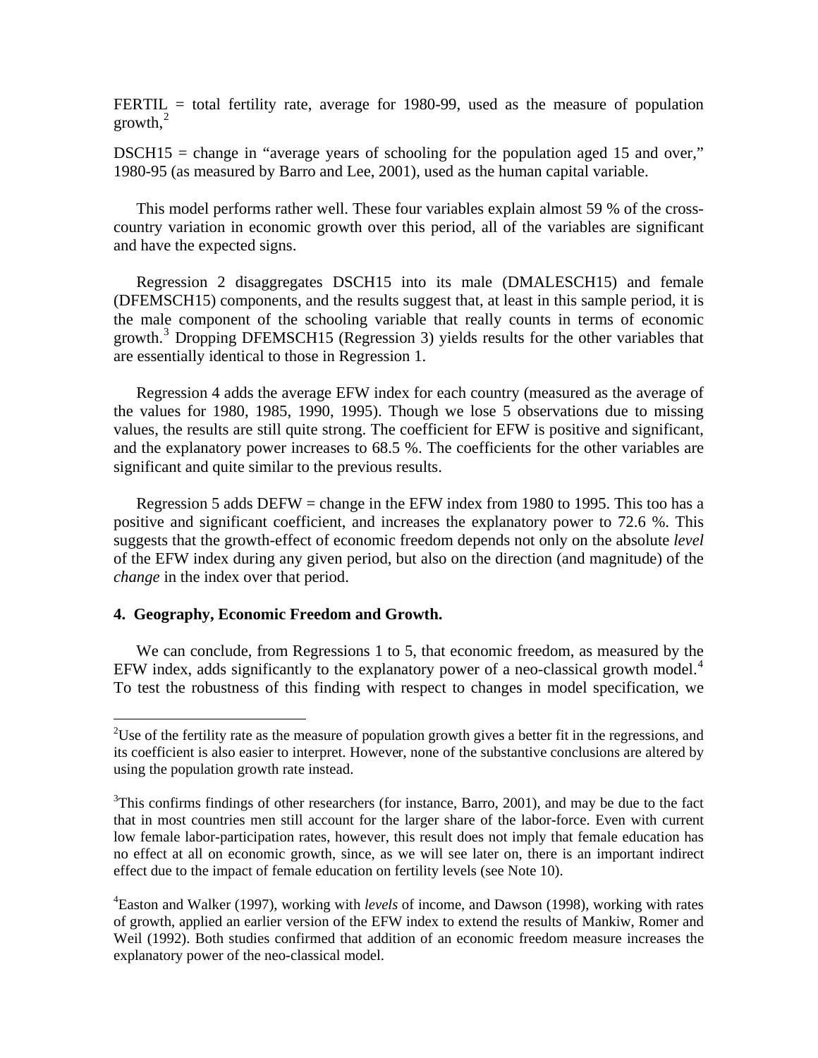FERTIL = total fertility rate, average for 1980-99, used as the measure of population growth,[2]

DSCH15 = change in "average years of schooling for the population aged 15 and over," 1980-95 (as measured by Barro and Lee, 2001), used as the human capital variable.

This model performs rather well. These four variables explain almost 59 % of the cross-country variation in economic growth over this period, all of the variables are significant and have the expected signs.

Regression 2 disaggregates DSCH15 into its male (DMALESCH15) and female (DFEMSCH15) components, and the results suggest that, at least in this sample period, it is the male component of the schooling variable that really counts in terms of economic growth.[3] Dropping DFEMSCH15 (Regression 3) yields results for the other variables that are essentially identical to those in Regression 1.

Regression 4 adds the average EFW index for each country (measured as the average of the values for 1980, 1985, 1990, 1995). Though we lose 5 observations due to missing values, the results are still quite strong. The coefficient for EFW is positive and significant, and the explanatory power increases to 68.5 %. The coefficients for the other variables are significant and quite similar to the previous results.

Regression 5 adds DEFW = change in the EFW index from 1980 to 1995. This too has a positive and significant coefficient, and increases the explanatory power to 72.6 %. This suggests that the growth-effect of economic freedom depends not only on the absolute *level* of the EFW index during any given period, but also on the direction (and magnitude) of the *change* in the index over that period.

## 4. Geography, Economic Freedom and Growth.

We can conclude, from Regressions 1 to 5, that economic freedom, as measured by the EFW index, adds significantly to the explanatory power of a neo-classical growth model.[4] To test the robustness of this finding with respect to changes in model specification, we

---

[2]Use of the fertility rate as the measure of population growth gives a better fit in the regressions, and its coefficient is also easier to interpret. However, none of the substantive conclusions are altered by using the population growth rate instead.

[3]This confirms findings of other researchers (for instance, Barro, 2001), and may be due to the fact that in most countries men still account for the larger share of the labor-force. Even with current low female labor-participation rates, however, this result does not imply that female education has no effect at all on economic growth, since, as we will see later on, there is an important indirect effect due to the impact of female education on fertility levels (see Note 10).

[4]Easton and Walker (1997), working with *levels* of income, and Dawson (1998), working with rates of growth, applied an earlier version of the EFW index to extend the results of Mankiw, Romer and Weil (1992). Both studies confirmed that addition of an economic freedom measure increases the explanatory power of the neo-classical model.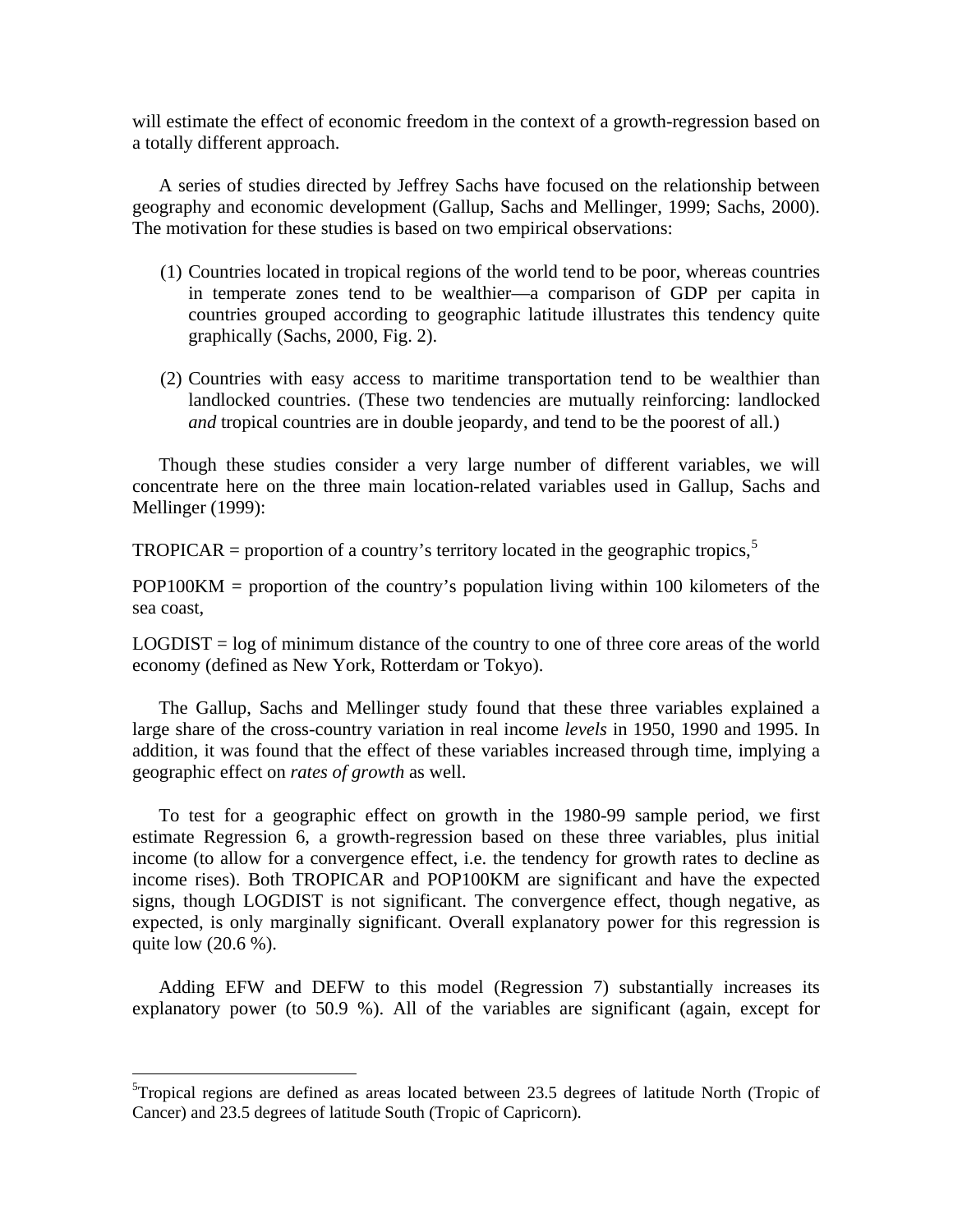will estimate the effect of economic freedom in the context of a growth-regression based on a totally different approach.

A series of studies directed by Jeffrey Sachs have focused on the relationship between geography and economic development (Gallup, Sachs and Mellinger, 1999; Sachs, 2000). The motivation for these studies is based on two empirical observations:

(1) Countries located in tropical regions of the world tend to be poor, whereas countries in temperate zones tend to be wealthier—a comparison of GDP per capita in countries grouped according to geographic latitude illustrates this tendency quite graphically (Sachs, 2000, Fig. 2).

(2) Countries with easy access to maritime transportation tend to be wealthier than landlocked countries. (These two tendencies are mutually reinforcing: landlocked *and* tropical countries are in double jeopardy, and tend to be the poorest of all.)

Though these studies consider a very large number of different variables, we will concentrate here on the three main location-related variables used in Gallup, Sachs and Mellinger (1999):

TROPICAR = proportion of a country's territory located in the geographic tropics,[5]

POP100KM = proportion of the country's population living within 100 kilometers of the sea coast,

LOGDIST = log of minimum distance of the country to one of three core areas of the world economy (defined as New York, Rotterdam or Tokyo).

The Gallup, Sachs and Mellinger study found that these three variables explained a large share of the cross-country variation in real income *levels* in 1950, 1990 and 1995. In addition, it was found that the effect of these variables increased through time, implying a geographic effect on *rates of growth* as well.

To test for a geographic effect on growth in the 1980-99 sample period, we first estimate Regression 6, a growth-regression based on these three variables, plus initial income (to allow for a convergence effect, i.e. the tendency for growth rates to decline as income rises). Both TROPICAR and POP100KM are significant and have the expected signs, though LOGDIST is not significant. The convergence effect, though negative, as expected, is only marginally significant. Overall explanatory power for this regression is quite low (20.6 %).

Adding EFW and DEFW to this model (Regression 7) substantially increases its explanatory power (to 50.9 %). All of the variables are significant (again, except for

---

[5]Tropical regions are defined as areas located between 23.5 degrees of latitude North (Tropic of Cancer) and 23.5 degrees of latitude South (Tropic of Capricorn).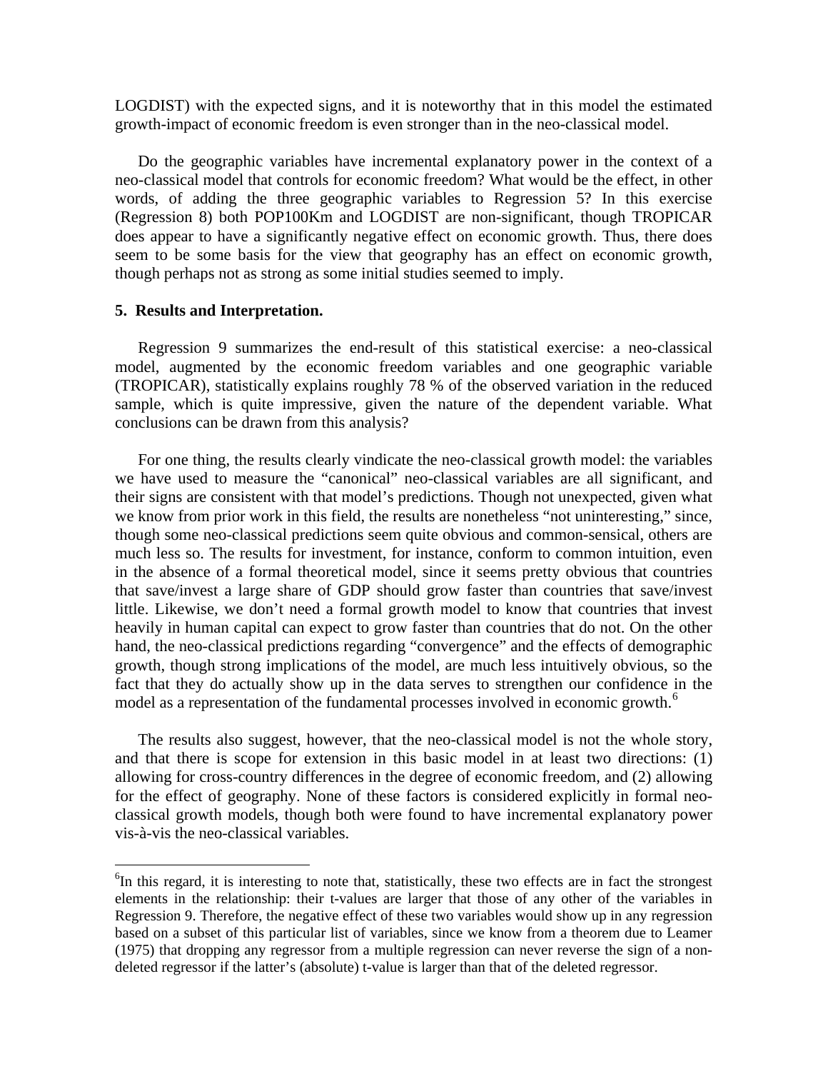LOGDIST) with the expected signs, and it is noteworthy that in this model the estimated growth-impact of economic freedom is even stronger than in the neo-classical model.

Do the geographic variables have incremental explanatory power in the context of a neo-classical model that controls for economic freedom? What would be the effect, in other words, of adding the three geographic variables to Regression 5? In this exercise (Regression 8) both POP100Km and LOGDIST are non-significant, though TROPICAR does appear to have a significantly negative effect on economic growth. Thus, there does seem to be some basis for the view that geography has an effect on economic growth, though perhaps not as strong as some initial studies seemed to imply.

**5. Results and Interpretation.**

Regression 9 summarizes the end-result of this statistical exercise: a neo-classical model, augmented by the economic freedom variables and one geographic variable (TROPICAR), statistically explains roughly 78 % of the observed variation in the reduced sample, which is quite impressive, given the nature of the dependent variable. What conclusions can be drawn from this analysis?

For one thing, the results clearly vindicate the neo-classical growth model: the variables we have used to measure the "canonical" neo-classical variables are all significant, and their signs are consistent with that model's predictions. Though not unexpected, given what we know from prior work in this field, the results are nonetheless "not uninteresting," since, though some neo-classical predictions seem quite obvious and common-sensical, others are much less so. The results for investment, for instance, conform to common intuition, even in the absence of a formal theoretical model, since it seems pretty obvious that countries that save/invest a large share of GDP should grow faster than countries that save/invest little. Likewise, we don't need a formal growth model to know that countries that invest heavily in human capital can expect to grow faster than countries that do not. On the other hand, the neo-classical predictions regarding "convergence" and the effects of demographic growth, though strong implications of the model, are much less intuitively obvious, so the fact that they do actually show up in the data serves to strengthen our confidence in the model as a representation of the fundamental processes involved in economic growth.[6]

The results also suggest, however, that the neo-classical model is not the whole story, and that there is scope for extension in this basic model in at least two directions: (1) allowing for cross-country differences in the degree of economic freedom, and (2) allowing for the effect of geography. None of these factors is considered explicitly in formal neo-classical growth models, though both were found to have incremental explanatory power vis-à-vis the neo-classical variables.

[6]In this regard, it is interesting to note that, statistically, these two effects are in fact the strongest elements in the relationship: their t-values are larger that those of any other of the variables in Regression 9. Therefore, the negative effect of these two variables would show up in any regression based on a subset of this particular list of variables, since we know from a theorem due to Leamer (1975) that dropping any regressor from a multiple regression can never reverse the sign of a non-deleted regressor if the latter's (absolute) t-value is larger than that of the deleted regressor.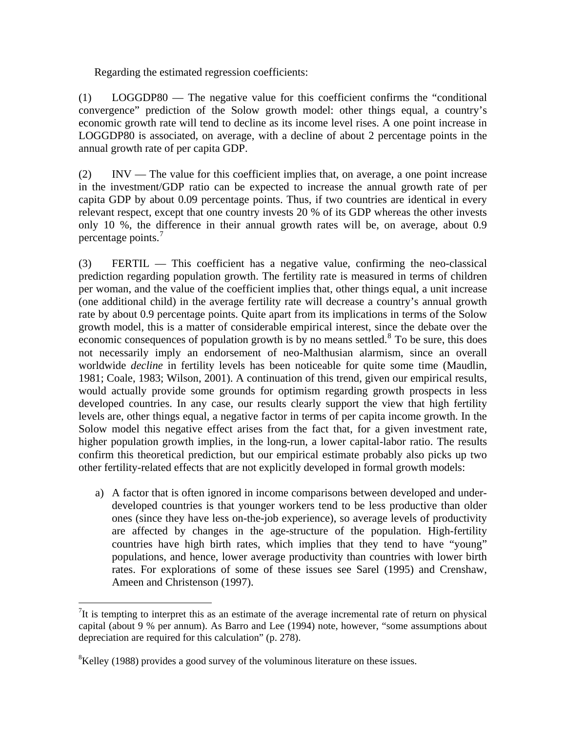Regarding the estimated regression coefficients:

(1) LOGGDP80 — The negative value for this coefficient confirms the "conditional convergence" prediction of the Solow growth model: other things equal, a country's economic growth rate will tend to decline as its income level rises. A one point increase in LOGGDP80 is associated, on average, with a decline of about 2 percentage points in the annual growth rate of per capita GDP.

(2) INV — The value for this coefficient implies that, on average, a one point increase in the investment/GDP ratio can be expected to increase the annual growth rate of per capita GDP by about 0.09 percentage points. Thus, if two countries are identical in every relevant respect, except that one country invests 20 % of its GDP whereas the other invests only 10 %, the difference in their annual growth rates will be, on average, about 0.9 percentage points.[7]

(3) FERTIL — This coefficient has a negative value, confirming the neo-classical prediction regarding population growth. The fertility rate is measured in terms of children per woman, and the value of the coefficient implies that, other things equal, a unit increase (one additional child) in the average fertility rate will decrease a country's annual growth rate by about 0.9 percentage points. Quite apart from its implications in terms of the Solow growth model, this is a matter of considerable empirical interest, since the debate over the economic consequences of population growth is by no means settled.[8] To be sure, this does not necessarily imply an endorsement of neo-Malthusian alarmism, since an overall worldwide *decline* in fertility levels has been noticeable for quite some time (Maudlin, 1981; Coale, 1983; Wilson, 2001). A continuation of this trend, given our empirical results, would actually provide some grounds for optimism regarding growth prospects in less developed countries. In any case, our results clearly support the view that high fertility levels are, other things equal, a negative factor in terms of per capita income growth. In the Solow model this negative effect arises from the fact that, for a given investment rate, higher population growth implies, in the long-run, a lower capital-labor ratio. The results confirm this theoretical prediction, but our empirical estimate probably also picks up two other fertility-related effects that are not explicitly developed in formal growth models:

a) A factor that is often ignored in income comparisons between developed and under-developed countries is that younger workers tend to be less productive than older ones (since they have less on-the-job experience), so average levels of productivity are affected by changes in the age-structure of the population. High-fertility countries have high birth rates, which implies that they tend to have "young" populations, and hence, lower average productivity than countries with lower birth rates. For explorations of some of these issues see Sarel (1995) and Crenshaw, Ameen and Christenson (1997).

---

[7] It is tempting to interpret this as an estimate of the average incremental rate of return on physical capital (about 9 % per annum). As Barro and Lee (1994) note, however, "some assumptions about depreciation are required for this calculation" (p. 278).

[8] Kelley (1988) provides a good survey of the voluminous literature on these issues.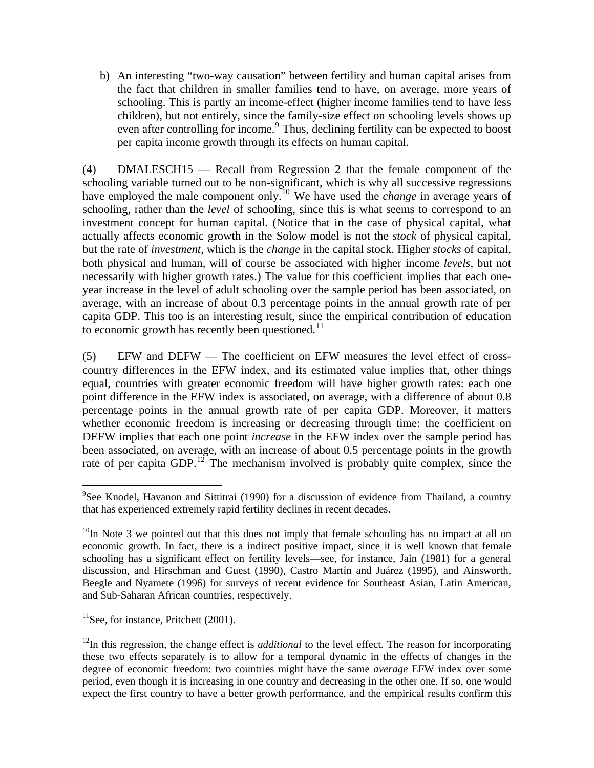b) An interesting "two-way causation" between fertility and human capital arises from the fact that children in smaller families tend to have, on average, more years of schooling. This is partly an income-effect (higher income families tend to have less children), but not entirely, since the family-size effect on schooling levels shows up even after controlling for income.[9] Thus, declining fertility can be expected to boost per capita income growth through its effects on human capital.

(4) DMALESCH15 — Recall from Regression 2 that the female component of the schooling variable turned out to be non-significant, which is why all successive regressions have employed the male component only.[10] We have used the *change* in average years of schooling, rather than the *level* of schooling, since this is what seems to correspond to an investment concept for human capital. (Notice that in the case of physical capital, what actually affects economic growth in the Solow model is not the *stock* of physical capital, but the rate of *investment*, which is the *change* in the capital stock. Higher *stocks* of capital, both physical and human, will of course be associated with higher income *levels*, but not necessarily with higher growth rates.) The value for this coefficient implies that each one-year increase in the level of adult schooling over the sample period has been associated, on average, with an increase of about 0.3 percentage points in the annual growth rate of per capita GDP. This too is an interesting result, since the empirical contribution of education to economic growth has recently been questioned.[11]

(5) EFW and DEFW — The coefficient on EFW measures the level effect of cross-country differences in the EFW index, and its estimated value implies that, other things equal, countries with greater economic freedom will have higher growth rates: each one point difference in the EFW index is associated, on average, with a difference of about 0.8 percentage points in the annual growth rate of per capita GDP. Moreover, it matters whether economic freedom is increasing or decreasing through time: the coefficient on DEFW implies that each one point *increase* in the EFW index over the sample period has been associated, on average, with an increase of about 0.5 percentage points in the growth rate of per capita GDP.[12] The mechanism involved is probably quite complex, since the

---

[9]See Knodel, Havanon and Sittitrai (1990) for a discussion of evidence from Thailand, a country that has experienced extremely rapid fertility declines in recent decades.

[10]In Note 3 we pointed out that this does not imply that female schooling has no impact at all on economic growth. In fact, there is a indirect positive impact, since it is well known that female schooling has a significant effect on fertility levels—see, for instance, Jain (1981) for a general discussion, and Hirschman and Guest (1990), Castro Martín and Juárez (1995), and Ainsworth, Beegle and Nyamete (1996) for surveys of recent evidence for Southeast Asian, Latin American, and Sub-Saharan African countries, respectively.

[11]See, for instance, Pritchett (2001).

[12]In this regression, the change effect is *additional* to the level effect. The reason for incorporating these two effects separately is to allow for a temporal dynamic in the effects of changes in the degree of economic freedom: two countries might have the same *average* EFW index over some period, even though it is increasing in one country and decreasing in the other one. If so, one would expect the first country to have a better growth performance, and the empirical results confirm this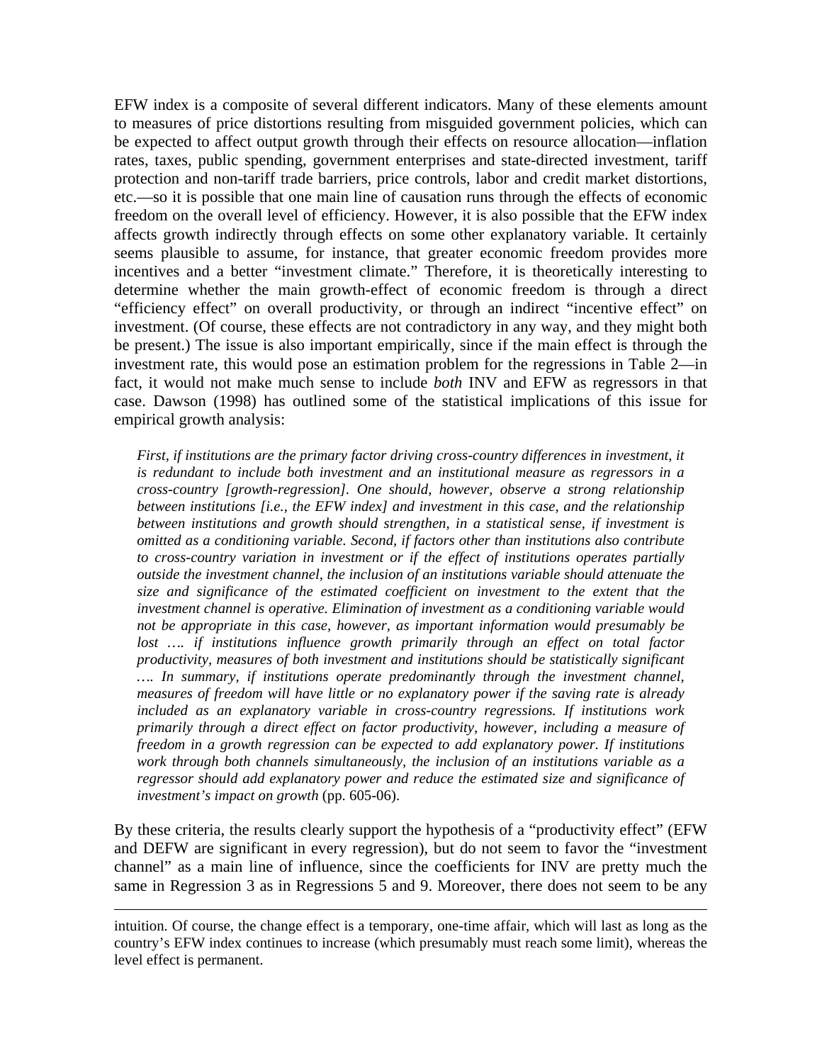EFW index is a composite of several different indicators. Many of these elements amount to measures of price distortions resulting from misguided government policies, which can be expected to affect output growth through their effects on resource allocation—inflation rates, taxes, public spending, government enterprises and state-directed investment, tariff protection and non-tariff trade barriers, price controls, labor and credit market distortions, etc.—so it is possible that one main line of causation runs through the effects of economic freedom on the overall level of efficiency. However, it is also possible that the EFW index affects growth indirectly through effects on some other explanatory variable. It certainly seems plausible to assume, for instance, that greater economic freedom provides more incentives and a better "investment climate." Therefore, it is theoretically interesting to determine whether the main growth-effect of economic freedom is through a direct "efficiency effect" on overall productivity, or through an indirect "incentive effect" on investment. (Of course, these effects are not contradictory in any way, and they might both be present.) The issue is also important empirically, since if the main effect is through the investment rate, this would pose an estimation problem for the regressions in Table 2—in fact, it would not make much sense to include *both* INV and EFW as regressors in that case. Dawson (1998) has outlined some of the statistical implications of this issue for empirical growth analysis:

> *First, if institutions are the primary factor driving cross-country differences in investment, it is redundant to include both investment and an institutional measure as regressors in a cross-country [growth-regression]. One should, however, observe a strong relationship between institutions [i.e., the EFW index] and investment in this case, and the relationship between institutions and growth should strengthen, in a statistical sense, if investment is omitted as a conditioning variable. Second, if factors other than institutions also contribute to cross-country variation in investment or if the effect of institutions operates partially outside the investment channel, the inclusion of an institutions variable should attenuate the size and significance of the estimated coefficient on investment to the extent that the investment channel is operative. Elimination of investment as a conditioning variable would not be appropriate in this case, however, as important information would presumably be lost …. if institutions influence growth primarily through an effect on total factor productivity, measures of both investment and institutions should be statistically significant …. In summary, if institutions operate predominantly through the investment channel, measures of freedom will have little or no explanatory power if the saving rate is already included as an explanatory variable in cross-country regressions. If institutions work primarily through a direct effect on factor productivity, however, including a measure of freedom in a growth regression can be expected to add explanatory power. If institutions work through both channels simultaneously, the inclusion of an institutions variable as a regressor should add explanatory power and reduce the estimated size and significance of investment's impact on growth* (pp. 605-06).

By these criteria, the results clearly support the hypothesis of a "productivity effect" (EFW and DEFW are significant in every regression), but do not seem to favor the "investment channel" as a main line of influence, since the coefficients for INV are pretty much the same in Regression 3 as in Regressions 5 and 9. Moreover, there does not seem to be any

---

intuition. Of course, the change effect is a temporary, one-time affair, which will last as long as the country's EFW index continues to increase (which presumably must reach some limit), whereas the level effect is permanent.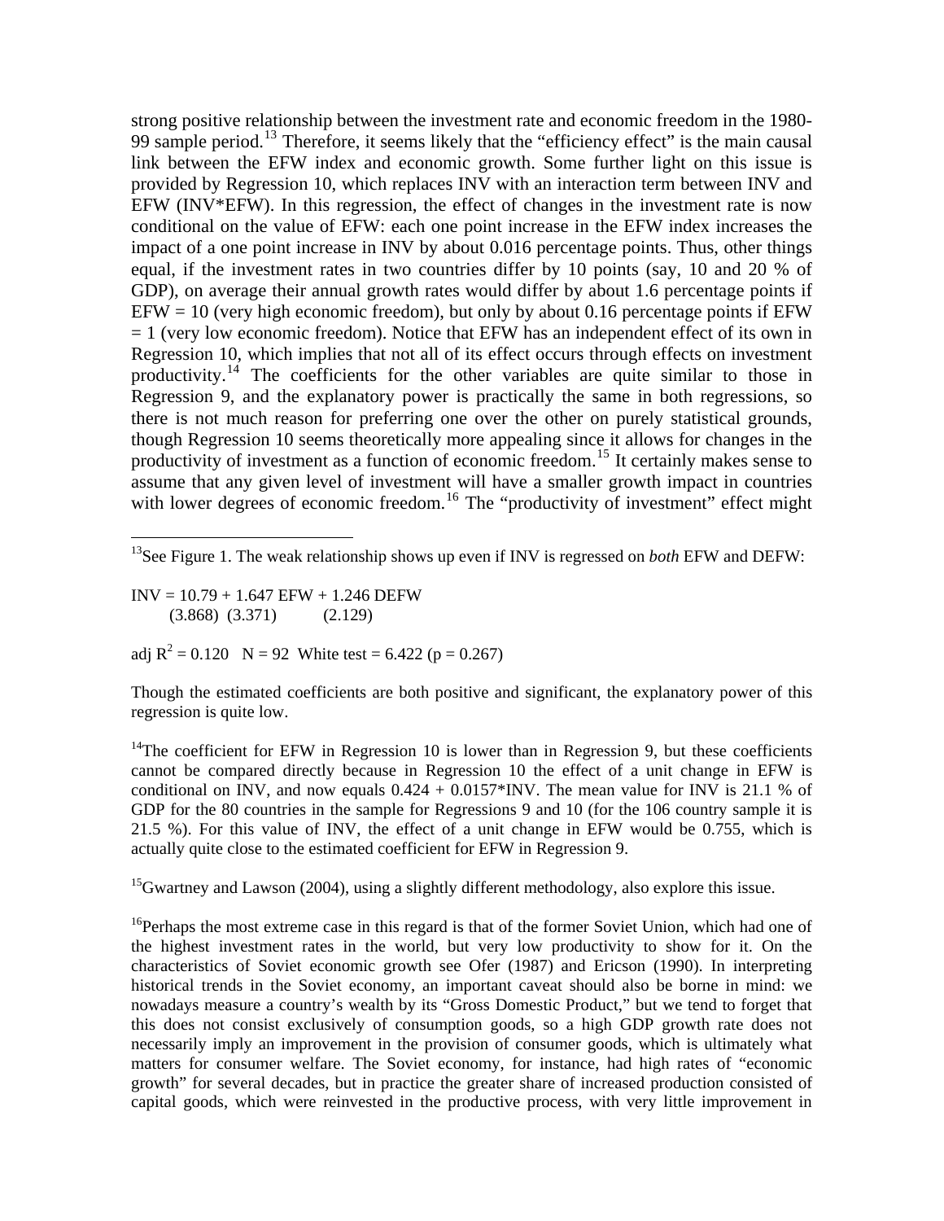strong positive relationship between the investment rate and economic freedom in the 1980-99 sample period.[13] Therefore, it seems likely that the "efficiency effect" is the main causal link between the EFW index and economic growth. Some further light on this issue is provided by Regression 10, which replaces INV with an interaction term between INV and EFW (INV*EFW). In this regression, the effect of changes in the investment rate is now conditional on the value of EFW: each one point increase in the EFW index increases the impact of a one point increase in INV by about 0.016 percentage points. Thus, other things equal, if the investment rates in two countries differ by 10 points (say, 10 and 20 % of GDP), on average their annual growth rates would differ by about 1.6 percentage points if EFW = 10 (very high economic freedom), but only by about 0.16 percentage points if EFW = 1 (very low economic freedom). Notice that EFW has an independent effect of its own in Regression 10, which implies that not all of its effect occurs through effects on investment productivity.[14] The coefficients for the other variables are quite similar to those in Regression 9, and the explanatory power is practically the same in both regressions, so there is not much reason for preferring one over the other on purely statistical grounds, though Regression 10 seems theoretically more appealing since it allows for changes in the productivity of investment as a function of economic freedom.[15] It certainly makes sense to assume that any given level of investment will have a smaller growth impact in countries with lower degrees of economic freedom.[16] The "productivity of investment" effect might

---

[13]See Figure 1. The weak relationship shows up even if INV is regressed on *both* EFW and DEFW:

$$\underset{(3.868)}{INV = 10.79} + \underset{(3.371)}{1.647\ EFW} + \underset{(2.129)}{1.246\ DEFW}$$

adj $R^2 = 0.120$ N = 92 White test = 6.422 (p = 0.267)

Though the estimated coefficients are both positive and significant, the explanatory power of this regression is quite low.

[14]The coefficient for EFW in Regression 10 is lower than in Regression 9, but these coefficients cannot be compared directly because in Regression 10 the effect of a unit change in EFW is conditional on INV, and now equals 0.424 + 0.0157*INV. The mean value for INV is 21.1 % of GDP for the 80 countries in the sample for Regressions 9 and 10 (for the 106 country sample it is 21.5 %). For this value of INV, the effect of a unit change in EFW would be 0.755, which is actually quite close to the estimated coefficient for EFW in Regression 9.

[15]Gwartney and Lawson (2004), using a slightly different methodology, also explore this issue.

[16]Perhaps the most extreme case in this regard is that of the former Soviet Union, which had one of the highest investment rates in the world, but very low productivity to show for it. On the characteristics of Soviet economic growth see Ofer (1987) and Ericson (1990). In interpreting historical trends in the Soviet economy, an important caveat should also be borne in mind: we nowadays measure a country's wealth by its "Gross Domestic Product," but we tend to forget that this does not consist exclusively of consumption goods, so a high GDP growth rate does not necessarily imply an improvement in the provision of consumer goods, which is ultimately what matters for consumer welfare. The Soviet economy, for instance, had high rates of "economic growth" for several decades, but in practice the greater share of increased production consisted of capital goods, which were reinvested in the productive process, with very little improvement in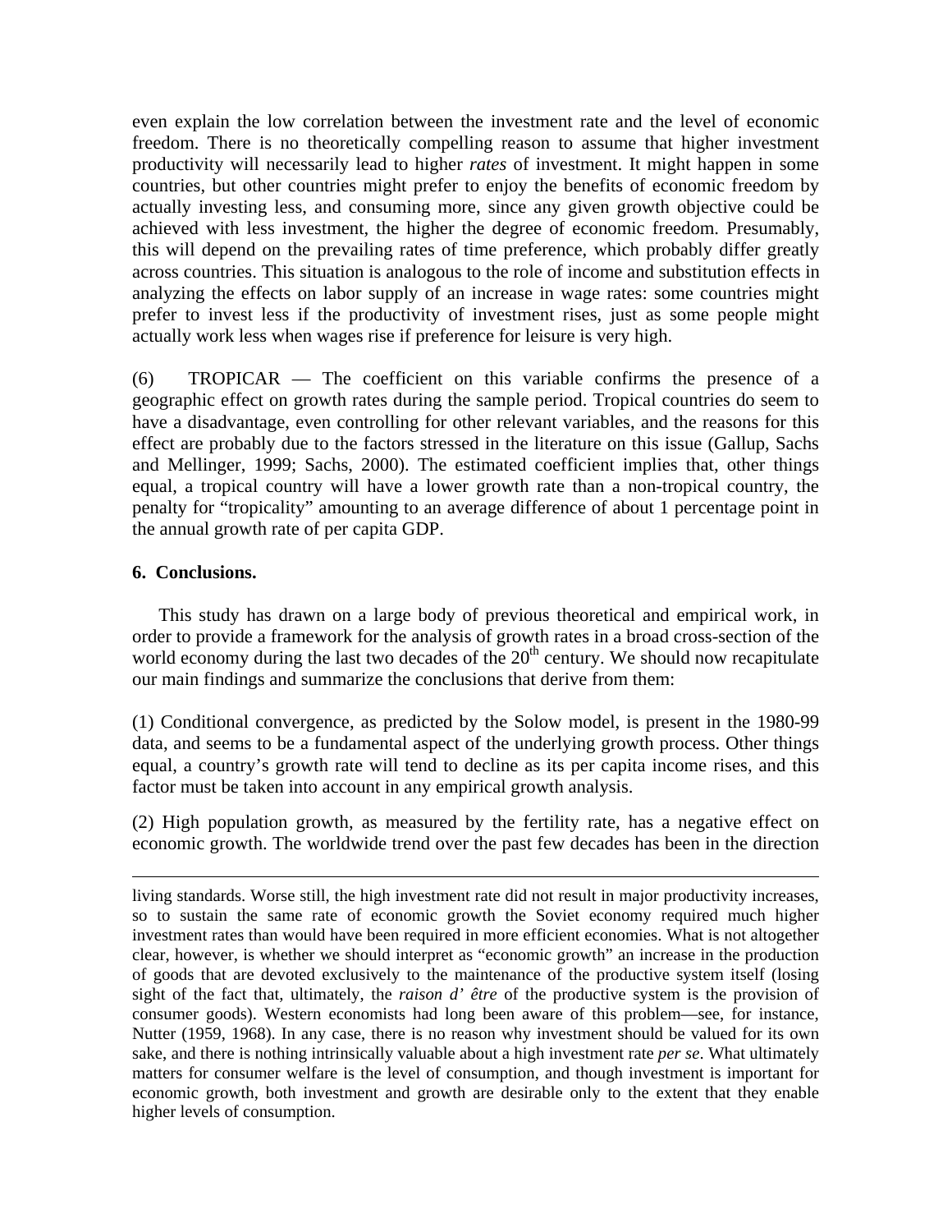even explain the low correlation between the investment rate and the level of economic freedom. There is no theoretically compelling reason to assume that higher investment productivity will necessarily lead to higher *rates* of investment. It might happen in some countries, but other countries might prefer to enjoy the benefits of economic freedom by actually investing less, and consuming more, since any given growth objective could be achieved with less investment, the higher the degree of economic freedom. Presumably, this will depend on the prevailing rates of time preference, which probably differ greatly across countries. This situation is analogous to the role of income and substitution effects in analyzing the effects on labor supply of an increase in wage rates: some countries might prefer to invest less if the productivity of investment rises, just as some people might actually work less when wages rise if preference for leisure is very high.

(6) TROPICAR — The coefficient on this variable confirms the presence of a geographic effect on growth rates during the sample period. Tropical countries do seem to have a disadvantage, even controlling for other relevant variables, and the reasons for this effect are probably due to the factors stressed in the literature on this issue (Gallup, Sachs and Mellinger, 1999; Sachs, 2000). The estimated coefficient implies that, other things equal, a tropical country will have a lower growth rate than a non-tropical country, the penalty for "tropicality" amounting to an average difference of about 1 percentage point in the annual growth rate of per capita GDP.

## 6. Conclusions.

This study has drawn on a large body of previous theoretical and empirical work, in order to provide a framework for the analysis of growth rates in a broad cross-section of the world economy during the last two decades of the 20th century. We should now recapitulate our main findings and summarize the conclusions that derive from them:

(1) Conditional convergence, as predicted by the Solow model, is present in the 1980-99 data, and seems to be a fundamental aspect of the underlying growth process. Other things equal, a country's growth rate will tend to decline as its per capita income rises, and this factor must be taken into account in any empirical growth analysis.

(2) High population growth, as measured by the fertility rate, has a negative effect on economic growth. The worldwide trend over the past few decades has been in the direction

---

living standards. Worse still, the high investment rate did not result in major productivity increases, so to sustain the same rate of economic growth the Soviet economy required much higher investment rates than would have been required in more efficient economies. What is not altogether clear, however, is whether we should interpret as "economic growth" an increase in the production of goods that are devoted exclusively to the maintenance of the productive system itself (losing sight of the fact that, ultimately, the *raison d' être* of the productive system is the provision of consumer goods). Western economists had long been aware of this problem—see, for instance, Nutter (1959, 1968). In any case, there is no reason why investment should be valued for its own sake, and there is nothing intrinsically valuable about a high investment rate *per se*. What ultimately matters for consumer welfare is the level of consumption, and though investment is important for economic growth, both investment and growth are desirable only to the extent that they enable higher levels of consumption.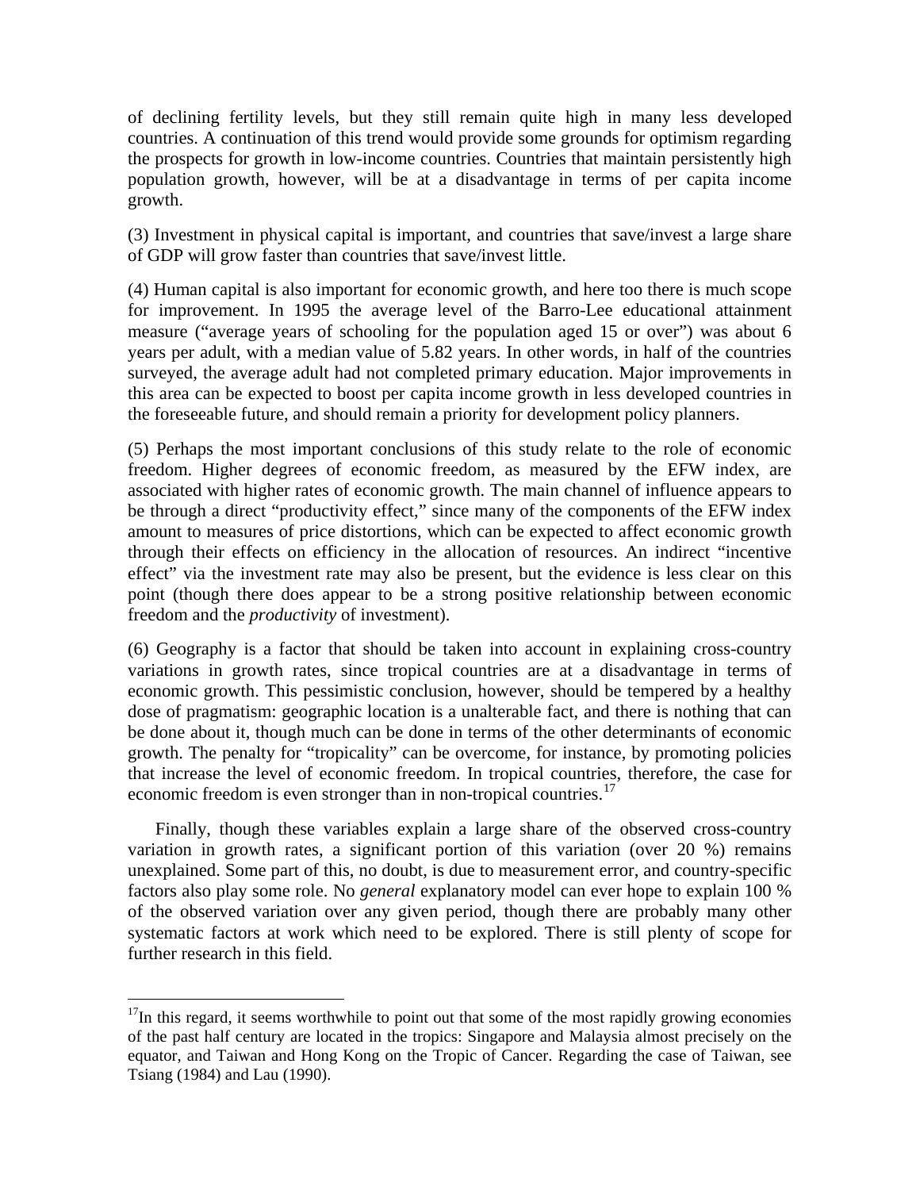of declining fertility levels, but they still remain quite high in many less developed countries. A continuation of this trend would provide some grounds for optimism regarding the prospects for growth in low-income countries. Countries that maintain persistently high population growth, however, will be at a disadvantage in terms of per capita income growth.

(3) Investment in physical capital is important, and countries that save/invest a large share of GDP will grow faster than countries that save/invest little.

(4) Human capital is also important for economic growth, and here too there is much scope for improvement. In 1995 the average level of the Barro-Lee educational attainment measure ("average years of schooling for the population aged 15 or over") was about 6 years per adult, with a median value of 5.82 years. In other words, in half of the countries surveyed, the average adult had not completed primary education. Major improvements in this area can be expected to boost per capita income growth in less developed countries in the foreseeable future, and should remain a priority for development policy planners.

(5) Perhaps the most important conclusions of this study relate to the role of economic freedom. Higher degrees of economic freedom, as measured by the EFW index, are associated with higher rates of economic growth. The main channel of influence appears to be through a direct "productivity effect," since many of the components of the EFW index amount to measures of price distortions, which can be expected to affect economic growth through their effects on efficiency in the allocation of resources. An indirect "incentive effect" via the investment rate may also be present, but the evidence is less clear on this point (though there does appear to be a strong positive relationship between economic freedom and the *productivity* of investment).

(6) Geography is a factor that should be taken into account in explaining cross-country variations in growth rates, since tropical countries are at a disadvantage in terms of economic growth. This pessimistic conclusion, however, should be tempered by a healthy dose of pragmatism: geographic location is a unalterable fact, and there is nothing that can be done about it, though much can be done in terms of the other determinants of economic growth. The penalty for "tropicality" can be overcome, for instance, by promoting policies that increase the level of economic freedom. In tropical countries, therefore, the case for economic freedom is even stronger than in non-tropical countries.[17]

Finally, though these variables explain a large share of the observed cross-country variation in growth rates, a significant portion of this variation (over 20 %) remains unexplained. Some part of this, no doubt, is due to measurement error, and country-specific factors also play some role. No *general* explanatory model can ever hope to explain 100 % of the observed variation over any given period, though there are probably many other systematic factors at work which need to be explored. There is still plenty of scope for further research in this field.

---

[17] In this regard, it seems worthwhile to point out that some of the most rapidly growing economies of the past half century are located in the tropics: Singapore and Malaysia almost precisely on the equator, and Taiwan and Hong Kong on the Tropic of Cancer. Regarding the case of Taiwan, see Tsiang (1984) and Lau (1990).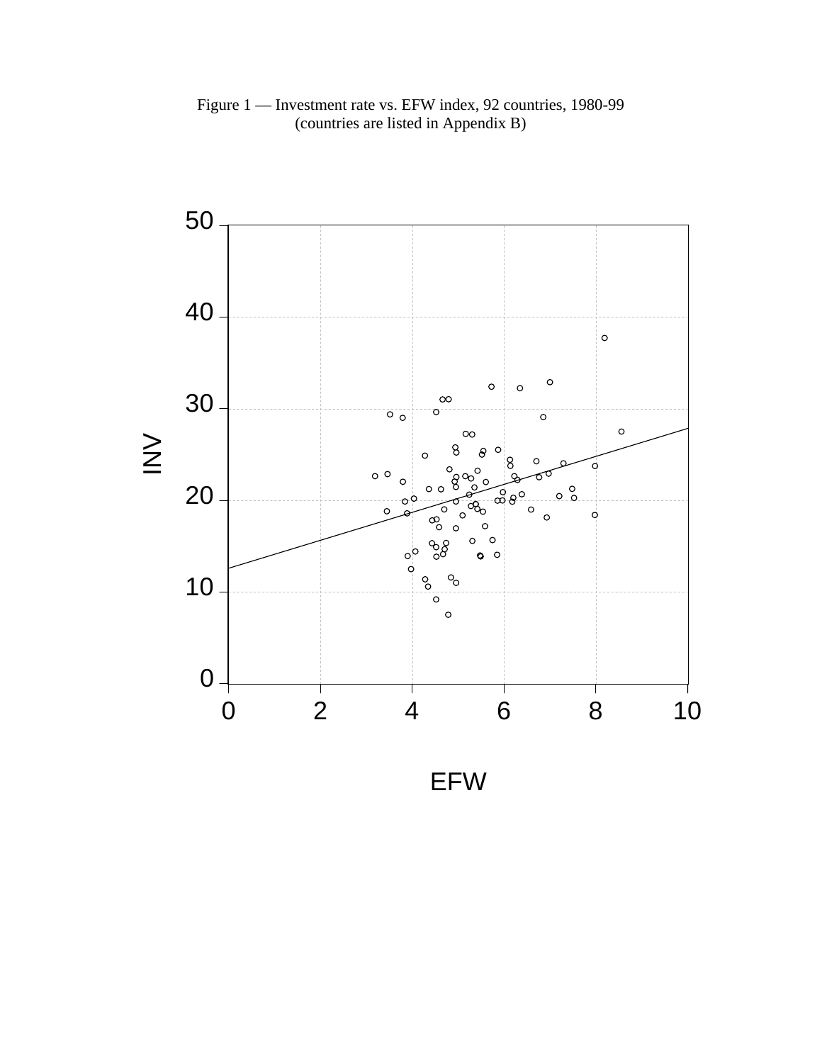Figure 1 — Investment rate vs. EFW index, 92 countries, 1980-99
(countries are listed in Appendix B)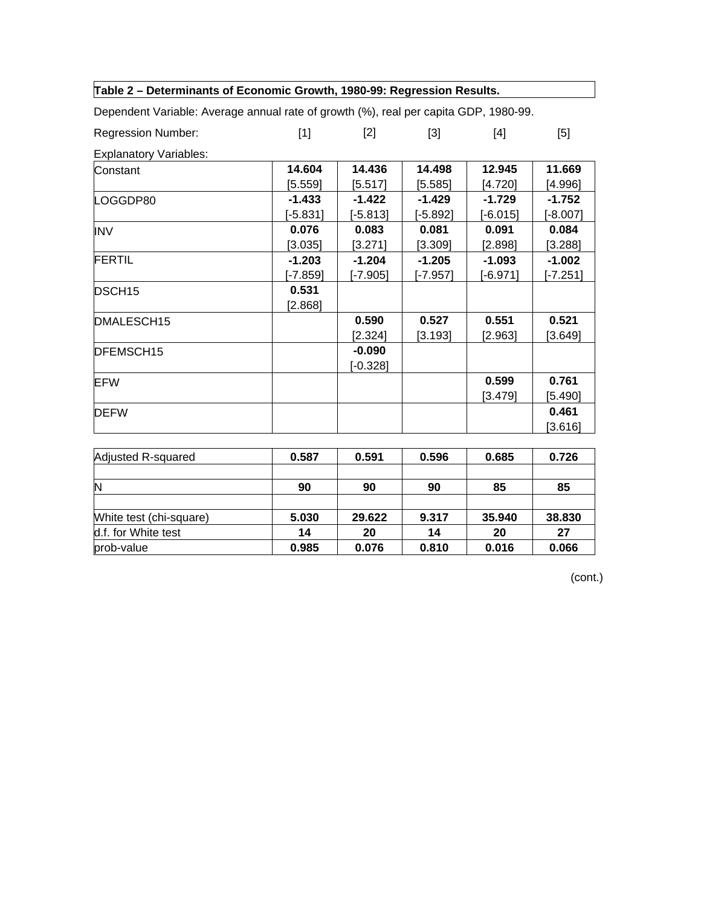**Table 2 – Determinants of Economic Growth, 1980-99: Regression Results.**

Dependent Variable: Average annual rate of growth (%), real per capita GDP, 1980-99.

| Regression Number: | [1] | [2] | [3] | [4] | [5] |
|---|---|---|---|---|---|
| Explanatory Variables: | | | | | |
| Constant | **14.604** | **14.436** | **14.498** | **12.945** | **11.669** |
| | [5.559] | [5.517] | [5.585] | [4.720] | [4.996] |
| LOGGDP80 | **-1.433** | **-1.422** | **-1.429** | **-1.729** | **-1.752** |
| | [-5.831] | [-5.813] | [-5.892] | [-6.015] | [-8.007] |
| INV | **0.076** | **0.083** | **0.081** | **0.091** | **0.084** |
| | [3.035] | [3.271] | [3.309] | [2.898] | [3.288] |
| FERTIL | **-1.203** | **-1.204** | **-1.205** | **-1.093** | **-1.002** |
| | [-7.859] | [-7.905] | [-7.957] | [-6.971] | [-7.251] |
| DSCH15 | **0.531** | | | | |
| | [2.868] | | | | |
| DMALESCH15 | | **0.590** | **0.527** | **0.551** | **0.521** |
| | | [2.324] | [3.193] | [2.963] | [3.649] |
| DFEMSCH15 | | **-0.090** | | | |
| | | [-0.328] | | | |
| EFW | | | | **0.599** | **0.761** |
| | | | | [3.479] | [5.490] |
| DEFW | | | | | **0.461** |
| | | | | | [3.616] |
| Adjusted R-squared | **0.587** | **0.591** | **0.596** | **0.685** | **0.726** |
| N | **90** | **90** | **90** | **85** | **85** |
| White test (chi-square) | **5.030** | **29.622** | **9.317** | **35.940** | **38.830** |
| d.f. for White test | **14** | **20** | **14** | **20** | **27** |
| prob-value | **0.985** | **0.076** | **0.810** | **0.016** | **0.066** |

(cont.)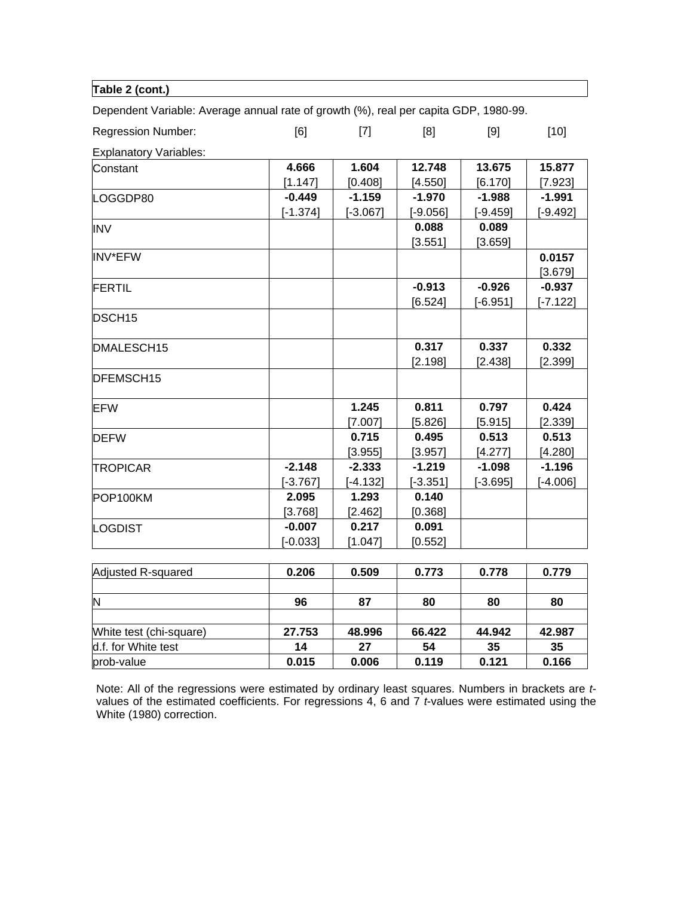**Table 2 (cont.)**

Dependent Variable: Average annual rate of growth (%), real per capita GDP, 1980-99.

| Regression Number: | [6] | [7] | [8] | [9] | [10] |
|---|---|---|---|---|---|
| Explanatory Variables: | | | | | |
| Constant | **4.666** | **1.604** | **12.748** | **13.675** | **15.877** |
| | [1.147] | [0.408] | [4.550] | [6.170] | [7.923] |
| LOGGDP80 | **-0.449** | **-1.159** | **-1.970** | **-1.988** | **-1.991** |
| | [-1.374] | [-3.067] | [-9.056] | [-9.459] | [-9.492] |
| INV | | | **0.088** | **0.089** | |
| | | | [3.551] | [3.659] | |
| INV*EFW | | | | | **0.0157** |
| | | | | | [3.679] |
| FERTIL | | | **-0.913** | **-0.926** | **-0.937** |
| | | | [6.524] | [-6.951] | [-7.122] |
| DSCH15 | | | | | |
| DMALESCH15 | | | **0.317** | **0.337** | **0.332** |
| | | | [2.198] | [2.438] | [2.399] |
| DFEMSCH15 | | | | | |
| EFW | | **1.245** | **0.811** | **0.797** | **0.424** |
| | | [7.007] | [5.826] | [5.915] | [2.339] |
| DEFW | | **0.715** | **0.495** | **0.513** | **0.513** |
| | | [3.955] | [3.957] | [4.277] | [4.280] |
| TROPICAR | **-2.148** | **-2.333** | **-1.219** | **-1.098** | **-1.196** |
| | [-3.767] | [-4.132] | [-3.351] | [-3.695] | [-4.006] |
| POP100KM | **2.095** | **1.293** | **0.140** | | |
| | [3.768] | [2.462] | [0.368] | | |
| LOGDIST | **-0.007** | **0.217** | **0.091** | | |
| | [-0.033] | [1.047] | [0.552] | | |
| Adjusted R-squared | **0.206** | **0.509** | **0.773** | **0.778** | **0.779** |
| N | **96** | **87** | **80** | **80** | **80** |
| White test (chi-square) | **27.753** | **48.996** | **66.422** | **44.942** | **42.987** |
| d.f. for White test | **14** | **27** | **54** | **35** | **35** |
| prob-value | **0.015** | **0.006** | **0.119** | **0.121** | **0.166** |

Note: All of the regressions were estimated by ordinary least squares. Numbers in brackets are *t*-values of the estimated coefficients. For regressions 4, 6 and 7 *t*-values were estimated using the White (1980) correction.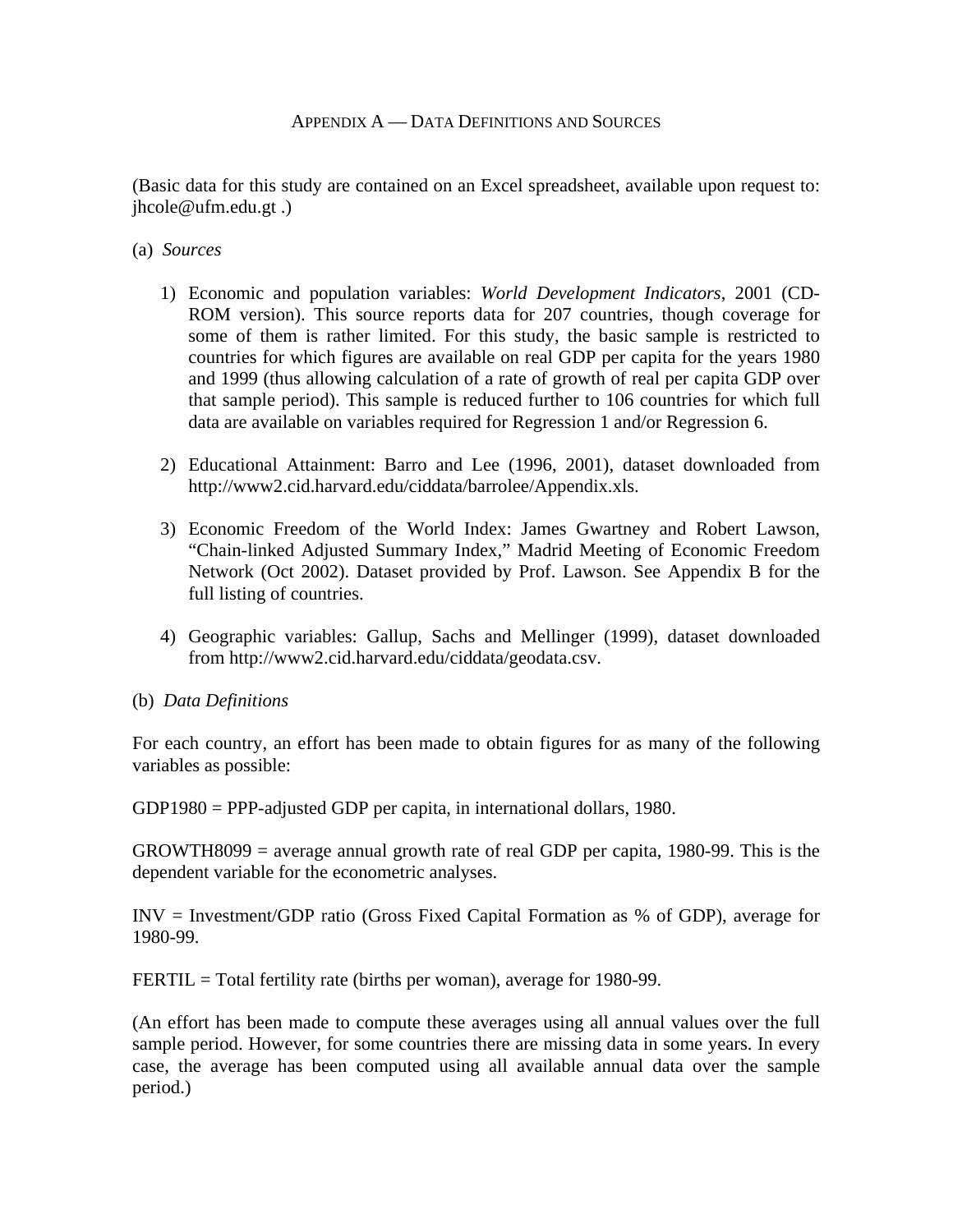## Appendix A — Data Definitions and Sources

(Basic data for this study are contained on an Excel spreadsheet, available upon request to: jhcole@ufm.edu.gt .)

(a) *Sources*

1) Economic and population variables: *World Development Indicators*, 2001 (CD-ROM version). This source reports data for 207 countries, though coverage for some of them is rather limited. For this study, the basic sample is restricted to countries for which figures are available on real GDP per capita for the years 1980 and 1999 (thus allowing calculation of a rate of growth of real per capita GDP over that sample period). This sample is reduced further to 106 countries for which full data are available on variables required for Regression 1 and/or Regression 6.

2) Educational Attainment: Barro and Lee (1996, 2001), dataset downloaded from http://www2.cid.harvard.edu/ciddata/barrolee/Appendix.xls.

3) Economic Freedom of the World Index: James Gwartney and Robert Lawson, "Chain-linked Adjusted Summary Index," Madrid Meeting of Economic Freedom Network (Oct 2002). Dataset provided by Prof. Lawson. See Appendix B for the full listing of countries.

4) Geographic variables: Gallup, Sachs and Mellinger (1999), dataset downloaded from http://www2.cid.harvard.edu/ciddata/geodata.csv.

(b) *Data Definitions*

For each country, an effort has been made to obtain figures for as many of the following variables as possible:

GDP1980 = PPP-adjusted GDP per capita, in international dollars, 1980.

GROWTH8099 = average annual growth rate of real GDP per capita, 1980-99. This is the dependent variable for the econometric analyses.

INV = Investment/GDP ratio (Gross Fixed Capital Formation as % of GDP), average for 1980-99.

FERTIL = Total fertility rate (births per woman), average for 1980-99.

(An effort has been made to compute these averages using all annual values over the full sample period. However, for some countries there are missing data in some years. In every case, the average has been computed using all available annual data over the sample period.)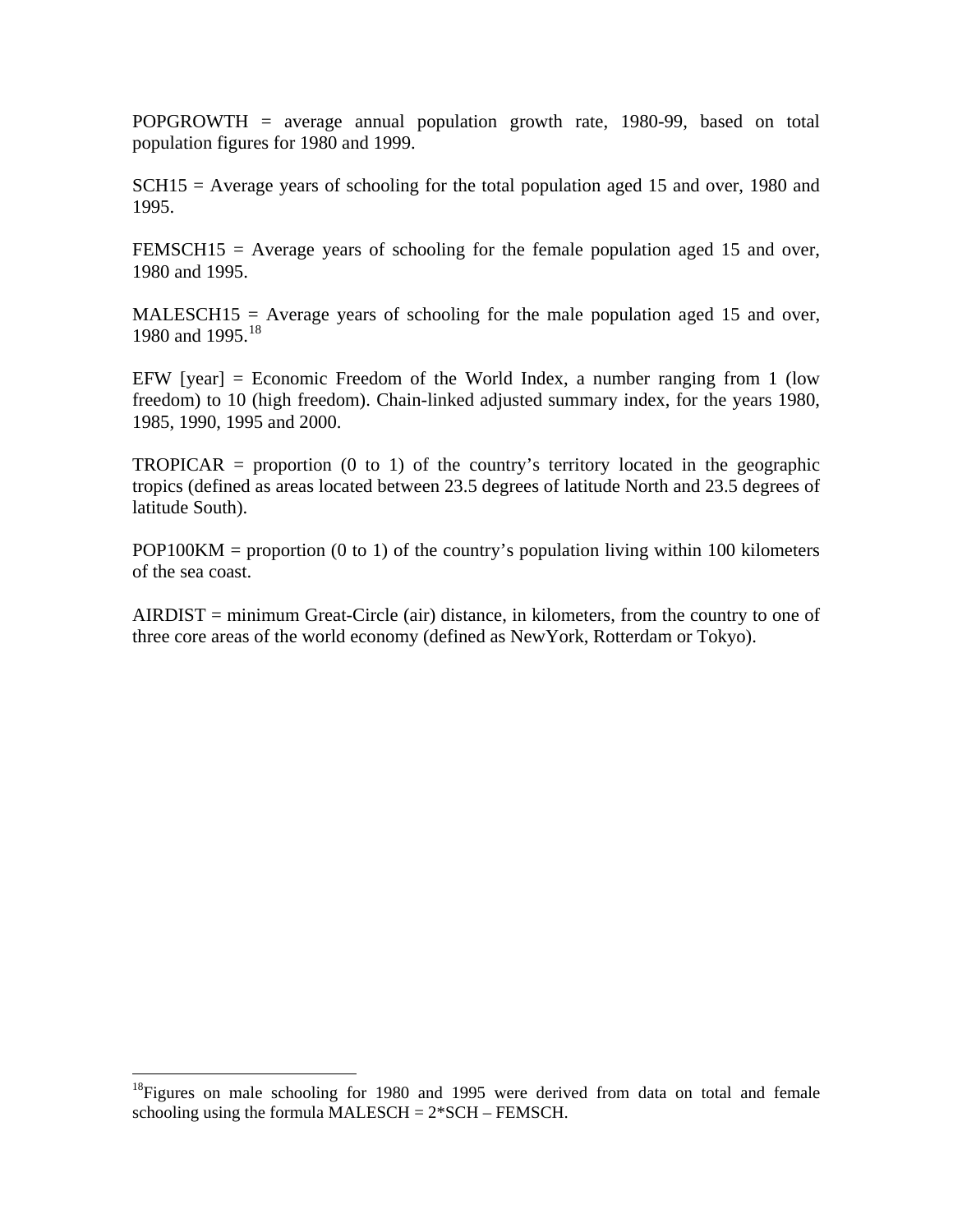POPGROWTH = average annual population growth rate, 1980-99, based on total population figures for 1980 and 1999.

SCH15 = Average years of schooling for the total population aged 15 and over, 1980 and 1995.

FEMSCH15 = Average years of schooling for the female population aged 15 and over, 1980 and 1995.

MALESCH15 = Average years of schooling for the male population aged 15 and over, 1980 and 1995.[18]

EFW [year] = Economic Freedom of the World Index, a number ranging from 1 (low freedom) to 10 (high freedom). Chain-linked adjusted summary index, for the years 1980, 1985, 1990, 1995 and 2000.

TROPICAR = proportion (0 to 1) of the country's territory located in the geographic tropics (defined as areas located between 23.5 degrees of latitude North and 23.5 degrees of latitude South).

POP100KM = proportion (0 to 1) of the country's population living within 100 kilometers of the sea coast.

AIRDIST = minimum Great-Circle (air) distance, in kilometers, from the country to one of three core areas of the world economy (defined as NewYork, Rotterdam or Tokyo).

---

[18]Figures on male schooling for 1980 and 1995 were derived from data on total and female schooling using the formula MALESCH = 2*SCH – FEMSCH.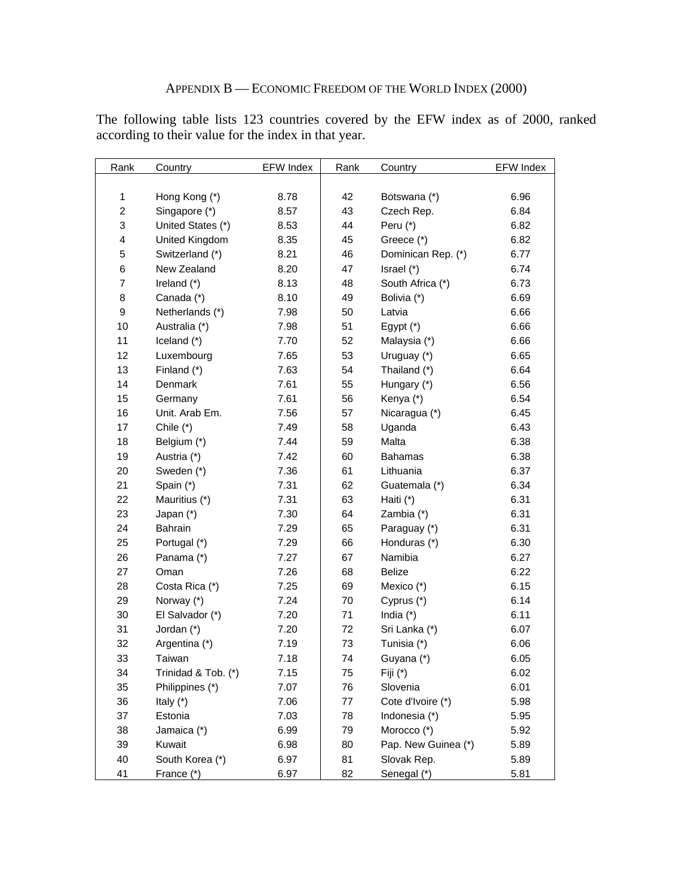## APPENDIX B — ECONOMIC FREEDOM OF THE WORLD INDEX (2000)

The following table lists 123 countries covered by the EFW index as of 2000, ranked according to their value for the index in that year.

| Rank | Country | EFW Index | Rank | Country | EFW Index |
|---|---|---|---|---|---|
| 1 | Hong Kong (*) | 8.78 | 42 | Botswana (*) | 6.96 |
| 2 | Singapore (*) | 8.57 | 43 | Czech Rep. | 6.84 |
| 3 | United States (*) | 8.53 | 44 | Peru (*) | 6.82 |
| 4 | United Kingdom | 8.35 | 45 | Greece (*) | 6.82 |
| 5 | Switzerland (*) | 8.21 | 46 | Dominican Rep. (*) | 6.77 |
| 6 | New Zealand | 8.20 | 47 | Israel (*) | 6.74 |
| 7 | Ireland (*) | 8.13 | 48 | South Africa (*) | 6.73 |
| 8 | Canada (*) | 8.10 | 49 | Bolivia (*) | 6.69 |
| 9 | Netherlands (*) | 7.98 | 50 | Latvia | 6.66 |
| 10 | Australia (*) | 7.98 | 51 | Egypt (*) | 6.66 |
| 11 | Iceland (*) | 7.70 | 52 | Malaysia (*) | 6.66 |
| 12 | Luxembourg | 7.65 | 53 | Uruguay (*) | 6.65 |
| 13 | Finland (*) | 7.63 | 54 | Thailand (*) | 6.64 |
| 14 | Denmark | 7.61 | 55 | Hungary (*) | 6.56 |
| 15 | Germany | 7.61 | 56 | Kenya (*) | 6.54 |
| 16 | Unit. Arab Em. | 7.56 | 57 | Nicaragua (*) | 6.45 |
| 17 | Chile (*) | 7.49 | 58 | Uganda | 6.43 |
| 18 | Belgium (*) | 7.44 | 59 | Malta | 6.38 |
| 19 | Austria (*) | 7.42 | 60 | Bahamas | 6.38 |
| 20 | Sweden (*) | 7.36 | 61 | Lithuania | 6.37 |
| 21 | Spain (*) | 7.31 | 62 | Guatemala (*) | 6.34 |
| 22 | Mauritius (*) | 7.31 | 63 | Haiti (*) | 6.31 |
| 23 | Japan (*) | 7.30 | 64 | Zambia (*) | 6.31 |
| 24 | Bahrain | 7.29 | 65 | Paraguay (*) | 6.31 |
| 25 | Portugal (*) | 7.29 | 66 | Honduras (*) | 6.30 |
| 26 | Panama (*) | 7.27 | 67 | Namibia | 6.27 |
| 27 | Oman | 7.26 | 68 | Belize | 6.22 |
| 28 | Costa Rica (*) | 7.25 | 69 | Mexico (*) | 6.15 |
| 29 | Norway (*) | 7.24 | 70 | Cyprus (*) | 6.14 |
| 30 | El Salvador (*) | 7.20 | 71 | India (*) | 6.11 |
| 31 | Jordan (*) | 7.20 | 72 | Sri Lanka (*) | 6.07 |
| 32 | Argentina (*) | 7.19 | 73 | Tunisia (*) | 6.06 |
| 33 | Taiwan | 7.18 | 74 | Guyana (*) | 6.05 |
| 34 | Trinidad & Tob. (*) | 7.15 | 75 | Fiji (*) | 6.02 |
| 35 | Philippines (*) | 7.07 | 76 | Slovenia | 6.01 |
| 36 | Italy (*) | 7.06 | 77 | Cote d'Ivoire (*) | 5.98 |
| 37 | Estonia | 7.03 | 78 | Indonesia (*) | 5.95 |
| 38 | Jamaica (*) | 6.99 | 79 | Morocco (*) | 5.92 |
| 39 | Kuwait | 6.98 | 80 | Pap. New Guinea (*) | 5.89 |
| 40 | South Korea (*) | 6.97 | 81 | Slovak Rep. | 5.89 |
| 41 | France (*) | 6.97 | 82 | Senegal (*) | 5.81 |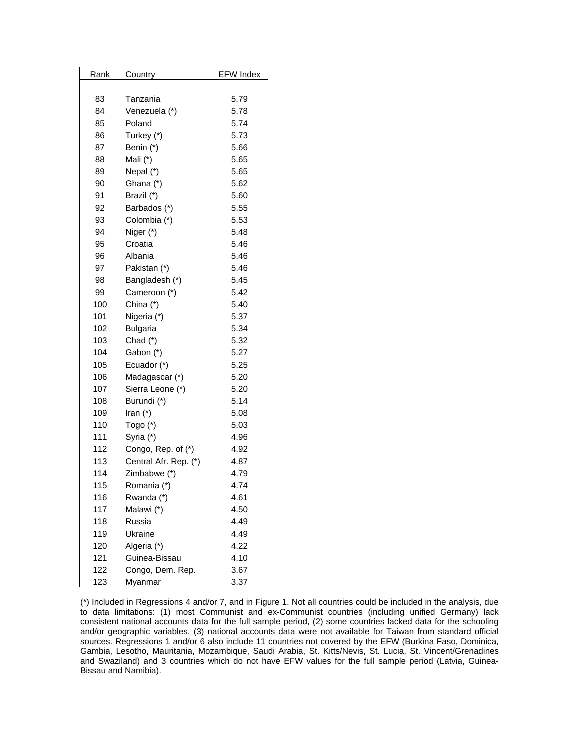| Rank | Country | EFW Index |
|---|---|---|
| 83 | Tanzania | 5.79 |
| 84 | Venezuela (*) | 5.78 |
| 85 | Poland | 5.74 |
| 86 | Turkey (*) | 5.73 |
| 87 | Benin (*) | 5.66 |
| 88 | Mali (*) | 5.65 |
| 89 | Nepal (*) | 5.65 |
| 90 | Ghana (*) | 5.62 |
| 91 | Brazil (*) | 5.60 |
| 92 | Barbados (*) | 5.55 |
| 93 | Colombia (*) | 5.53 |
| 94 | Niger (*) | 5.48 |
| 95 | Croatia | 5.46 |
| 96 | Albania | 5.46 |
| 97 | Pakistan (*) | 5.46 |
| 98 | Bangladesh (*) | 5.45 |
| 99 | Cameroon (*) | 5.42 |
| 100 | China (*) | 5.40 |
| 101 | Nigeria (*) | 5.37 |
| 102 | Bulgaria | 5.34 |
| 103 | Chad (*) | 5.32 |
| 104 | Gabon (*) | 5.27 |
| 105 | Ecuador (*) | 5.25 |
| 106 | Madagascar (*) | 5.20 |
| 107 | Sierra Leone (*) | 5.20 |
| 108 | Burundi (*) | 5.14 |
| 109 | Iran (*) | 5.08 |
| 110 | Togo (*) | 5.03 |
| 111 | Syria (*) | 4.96 |
| 112 | Congo, Rep. of (*) | 4.92 |
| 113 | Central Afr. Rep. (*) | 4.87 |
| 114 | Zimbabwe (*) | 4.79 |
| 115 | Romania (*) | 4.74 |
| 116 | Rwanda (*) | 4.61 |
| 117 | Malawi (*) | 4.50 |
| 118 | Russia | 4.49 |
| 119 | Ukraine | 4.49 |
| 120 | Algeria (*) | 4.22 |
| 121 | Guinea-Bissau | 4.10 |
| 122 | Congo, Dem. Rep. | 3.67 |
| 123 | Myanmar | 3.37 |

(*) Included in Regressions 4 and/or 7, and in Figure 1. Not all countries could be included in the analysis, due to data limitations: (1) most Communist and ex-Communist countries (including unified Germany) lack consistent national accounts data for the full sample period, (2) some countries lacked data for the schooling and/or geographic variables, (3) national accounts data were not available for Taiwan from standard official sources. Regressions 1 and/or 6 also include 11 countries not covered by the EFW (Burkina Faso, Dominica, Gambia, Lesotho, Mauritania, Mozambique, Saudi Arabia, St. Kitts/Nevis, St. Lucia, St. Vincent/Grenadines and Swaziland) and 3 countries which do not have EFW values for the full sample period (Latvia, Guinea-Bissau and Namibia).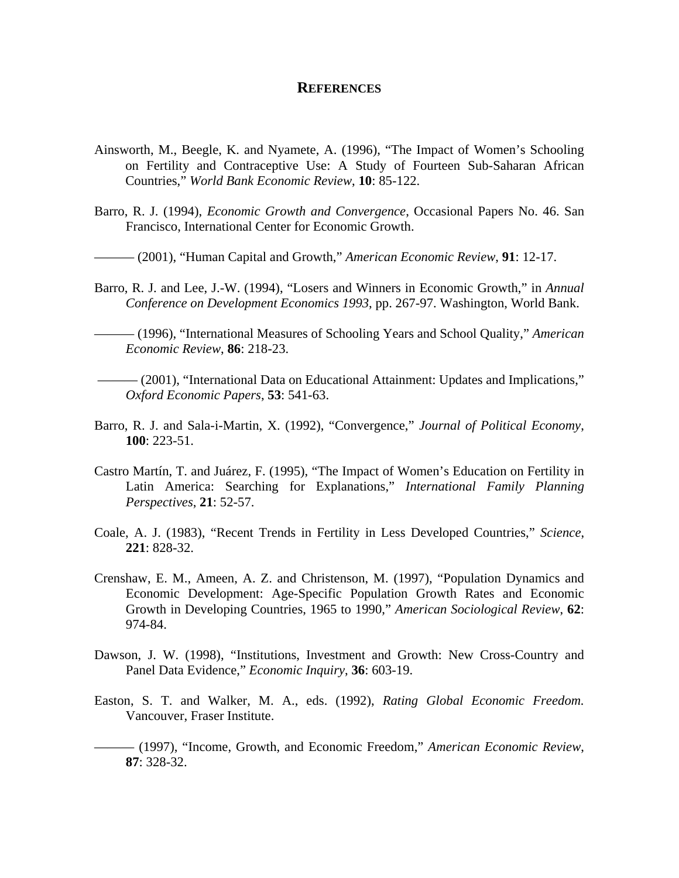## REFERENCES

Ainsworth, M., Beegle, K. and Nyamete, A. (1996), "The Impact of Women's Schooling on Fertility and Contraceptive Use: A Study of Fourteen Sub-Saharan African Countries," *World Bank Economic Review*, **10**: 85-122.

Barro, R. J. (1994), *Economic Growth and Convergence*, Occasional Papers No. 46. San Francisco, International Center for Economic Growth.

——— (2001), "Human Capital and Growth," *American Economic Review*, **91**: 12-17.

Barro, R. J. and Lee, J.-W. (1994), "Losers and Winners in Economic Growth," in *Annual Conference on Development Economics 1993*, pp. 267-97. Washington, World Bank.

——— (1996), "International Measures of Schooling Years and School Quality," *American Economic Review*, **86**: 218-23.

——— (2001), "International Data on Educational Attainment: Updates and Implications," *Oxford Economic Papers*, **53**: 541-63.

Barro, R. J. and Sala-i-Martin, X. (1992), "Convergence," *Journal of Political Economy*, **100**: 223-51.

Castro Martín, T. and Juárez, F. (1995), "The Impact of Women's Education on Fertility in Latin America: Searching for Explanations," *International Family Planning Perspectives*, **21**: 52-57.

Coale, A. J. (1983), "Recent Trends in Fertility in Less Developed Countries," *Science*, **221**: 828-32.

Crenshaw, E. M., Ameen, A. Z. and Christenson, M. (1997), "Population Dynamics and Economic Development: Age-Specific Population Growth Rates and Economic Growth in Developing Countries, 1965 to 1990," *American Sociological Review*, **62**: 974-84.

Dawson, J. W. (1998), "Institutions, Investment and Growth: New Cross-Country and Panel Data Evidence," *Economic Inquiry*, **36**: 603-19.

Easton, S. T. and Walker, M. A., eds. (1992), *Rating Global Economic Freedom.* Vancouver, Fraser Institute.

——— (1997), "Income, Growth, and Economic Freedom," *American Economic Review*, **87**: 328-32.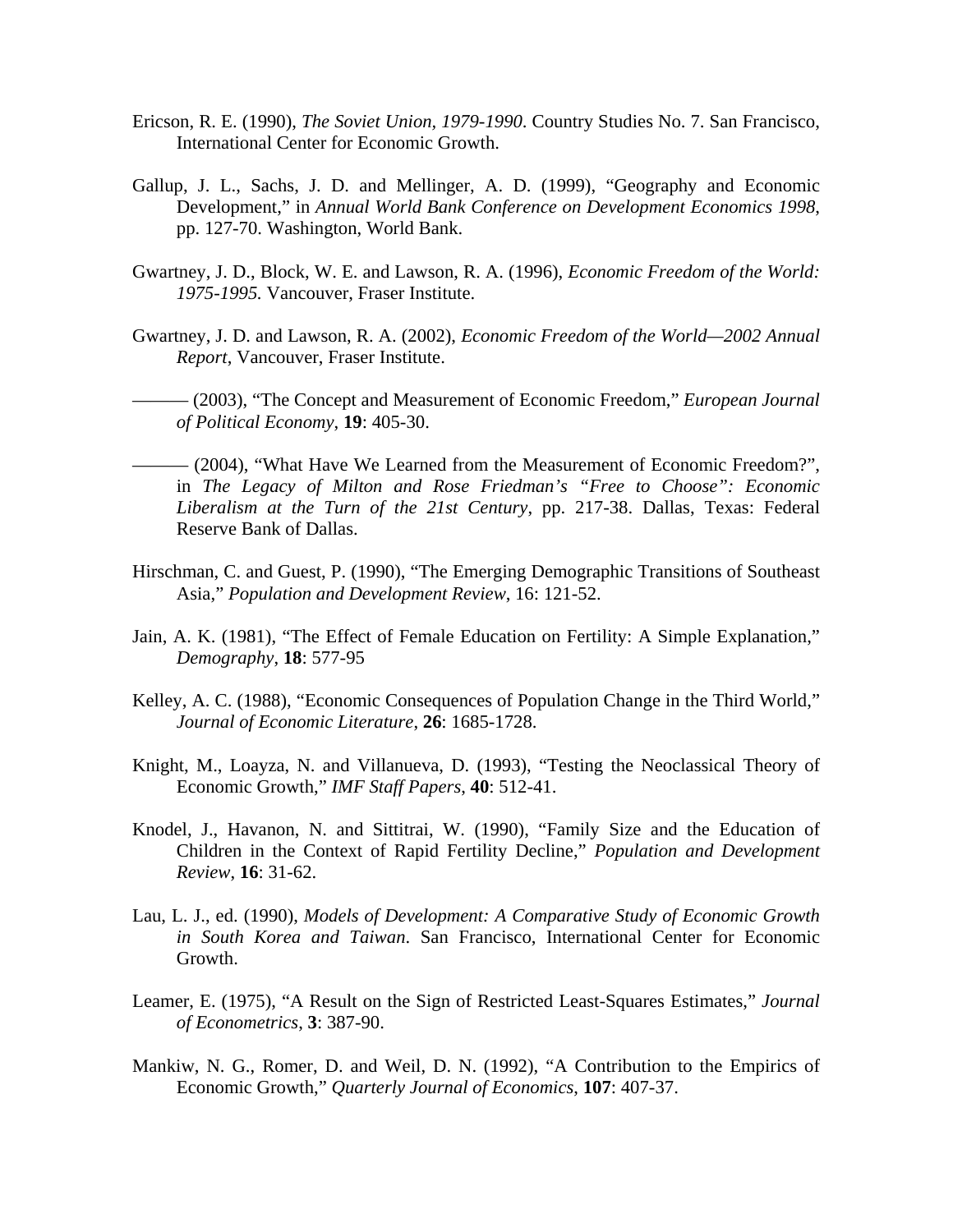Ericson, R. E. (1990), *The Soviet Union, 1979-1990*. Country Studies No. 7. San Francisco, International Center for Economic Growth.

Gallup, J. L., Sachs, J. D. and Mellinger, A. D. (1999), "Geography and Economic Development," in *Annual World Bank Conference on Development Economics 1998*, pp. 127-70. Washington, World Bank.

Gwartney, J. D., Block, W. E. and Lawson, R. A. (1996), *Economic Freedom of the World: 1975-1995.* Vancouver, Fraser Institute.

Gwartney, J. D. and Lawson, R. A. (2002), *Economic Freedom of the World—2002 Annual Report*, Vancouver, Fraser Institute.

——— (2003), "The Concept and Measurement of Economic Freedom," *European Journal of Political Economy*, **19**: 405-30.

——— (2004), "What Have We Learned from the Measurement of Economic Freedom?", in *The Legacy of Milton and Rose Friedman's "Free to Choose": Economic Liberalism at the Turn of the 21st Century*, pp. 217-38. Dallas, Texas: Federal Reserve Bank of Dallas.

Hirschman, C. and Guest, P. (1990), "The Emerging Demographic Transitions of Southeast Asia," *Population and Development Review*, 16: 121-52.

Jain, A. K. (1981), "The Effect of Female Education on Fertility: A Simple Explanation," *Demography*, **18**: 577-95

Kelley, A. C. (1988), "Economic Consequences of Population Change in the Third World," *Journal of Economic Literature*, **26**: 1685-1728.

Knight, M., Loayza, N. and Villanueva, D. (1993), "Testing the Neoclassical Theory of Economic Growth," *IMF Staff Papers*, **40**: 512-41.

Knodel, J., Havanon, N. and Sittitrai, W. (1990), "Family Size and the Education of Children in the Context of Rapid Fertility Decline," *Population and Development Review*, **16**: 31-62.

Lau, L. J., ed. (1990), *Models of Development: A Comparative Study of Economic Growth in South Korea and Taiwan*. San Francisco, International Center for Economic Growth.

Leamer, E. (1975), "A Result on the Sign of Restricted Least-Squares Estimates," *Journal of Econometrics*, **3**: 387-90.

Mankiw, N. G., Romer, D. and Weil, D. N. (1992), "A Contribution to the Empirics of Economic Growth," *Quarterly Journal of Economics*, **107**: 407-37.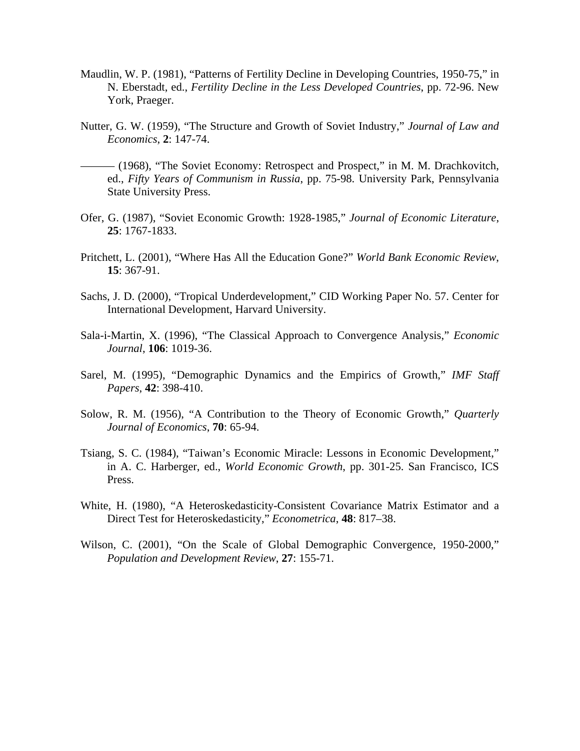Maudlin, W. P. (1981), "Patterns of Fertility Decline in Developing Countries, 1950-75," in N. Eberstadt, ed., *Fertility Decline in the Less Developed Countries*, pp. 72-96. New York, Praeger.

Nutter, G. W. (1959), "The Structure and Growth of Soviet Industry," *Journal of Law and Economics*, **2**: 147-74.

——— (1968), "The Soviet Economy: Retrospect and Prospect," in M. M. Drachkovitch, ed., *Fifty Years of Communism in Russia*, pp. 75-98. University Park, Pennsylvania State University Press.

Ofer, G. (1987), "Soviet Economic Growth: 1928-1985," *Journal of Economic Literature*, **25**: 1767-1833.

Pritchett, L. (2001), "Where Has All the Education Gone?" *World Bank Economic Review*, **15**: 367-91.

Sachs, J. D. (2000), "Tropical Underdevelopment," CID Working Paper No. 57. Center for International Development, Harvard University.

Sala-i-Martin, X. (1996), "The Classical Approach to Convergence Analysis," *Economic Journal*, **106**: 1019-36.

Sarel, M. (1995), "Demographic Dynamics and the Empirics of Growth," *IMF Staff Papers*, **42**: 398-410.

Solow, R. M. (1956), "A Contribution to the Theory of Economic Growth," *Quarterly Journal of Economics*, **70**: 65-94.

Tsiang, S. C. (1984), "Taiwan's Economic Miracle: Lessons in Economic Development," in A. C. Harberger, ed., *World Economic Growth*, pp. 301-25. San Francisco, ICS Press.

White, H. (1980), "A Heteroskedasticity-Consistent Covariance Matrix Estimator and a Direct Test for Heteroskedasticity," *Econometrica*, **48**: 817–38.

Wilson, C. (2001), "On the Scale of Global Demographic Convergence, 1950-2000," *Population and Development Review*, **27**: 155-71.